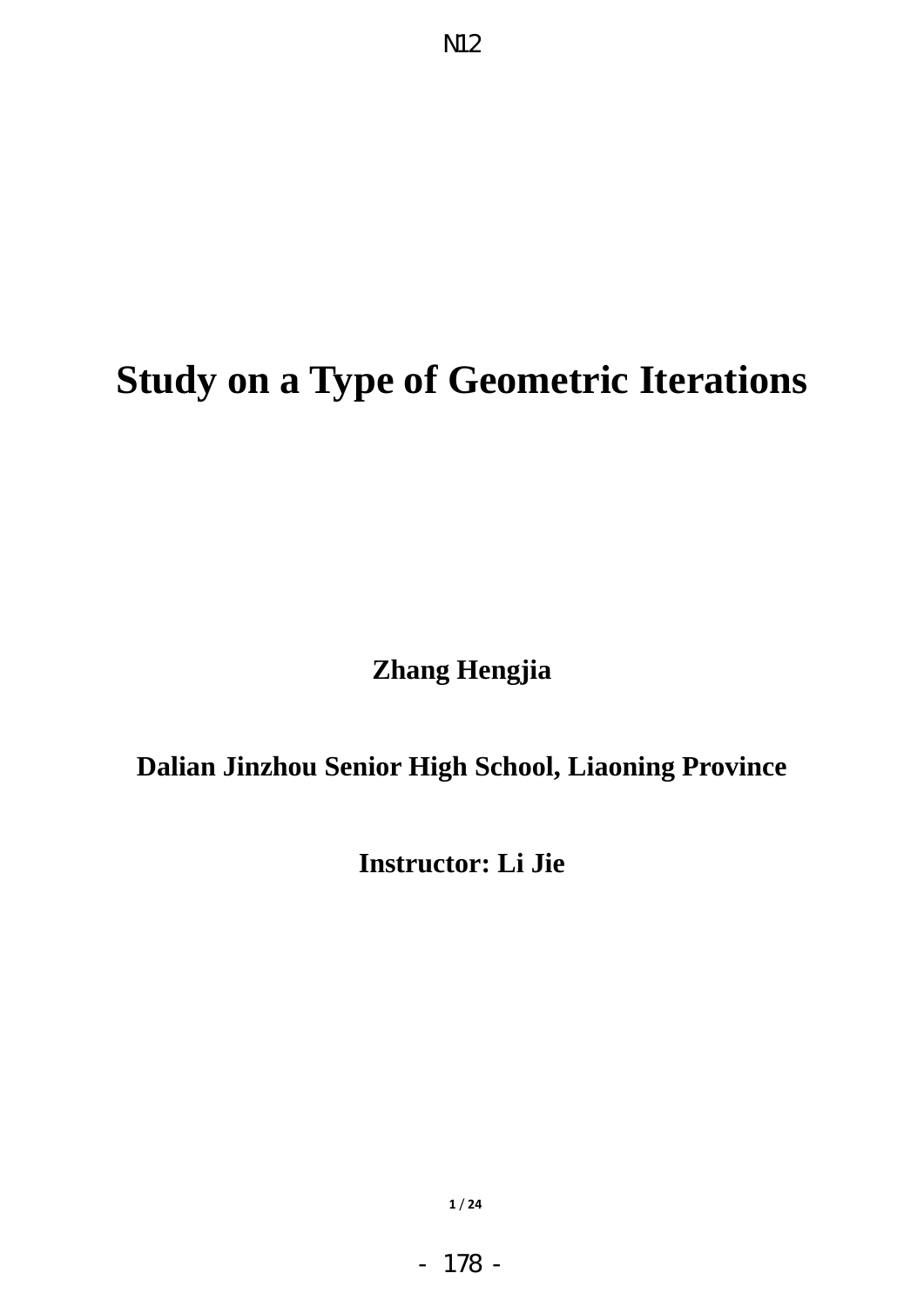N12

# Study on a Type of Geometric Iterations

**Zhang Hengjia**

**Dalian Jinzhou Senior High School, Liaoning Province**

**Instructor: Li Jie**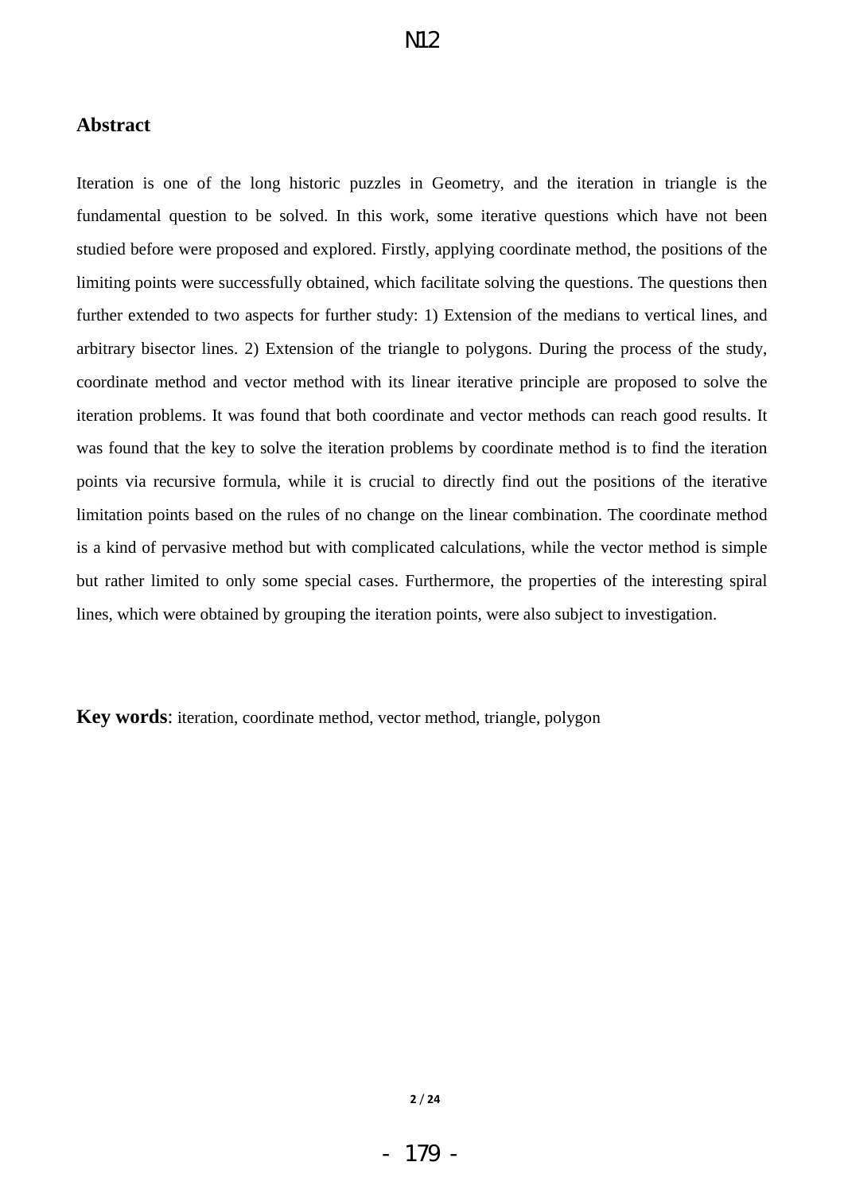## Abstract

Iteration is one of the long historic puzzles in Geometry, and the iteration in triangle is the fundamental question to be solved. In this work, some iterative questions which have not been studied before were proposed and explored. Firstly, applying coordinate method, the positions of the limiting points were successfully obtained, which facilitate solving the questions. The questions then further extended to two aspects for further study: 1) Extension of the medians to vertical lines, and arbitrary bisector lines. 2) Extension of the triangle to polygons. During the process of the study, coordinate method and vector method with its linear iterative principle are proposed to solve the iteration problems. It was found that both coordinate and vector methods can reach good results. It was found that the key to solve the iteration problems by coordinate method is to find the iteration points via recursive formula, while it is crucial to directly find out the positions of the iterative limitation points based on the rules of no change on the linear combination. The coordinate method is a kind of pervasive method but with complicated calculations, while the vector method is simple but rather limited to only some special cases. Furthermore, the properties of the interesting spiral lines, which were obtained by grouping the iteration points, were also subject to investigation.

**Key words**: iteration, coordinate method, vector method, triangle, polygon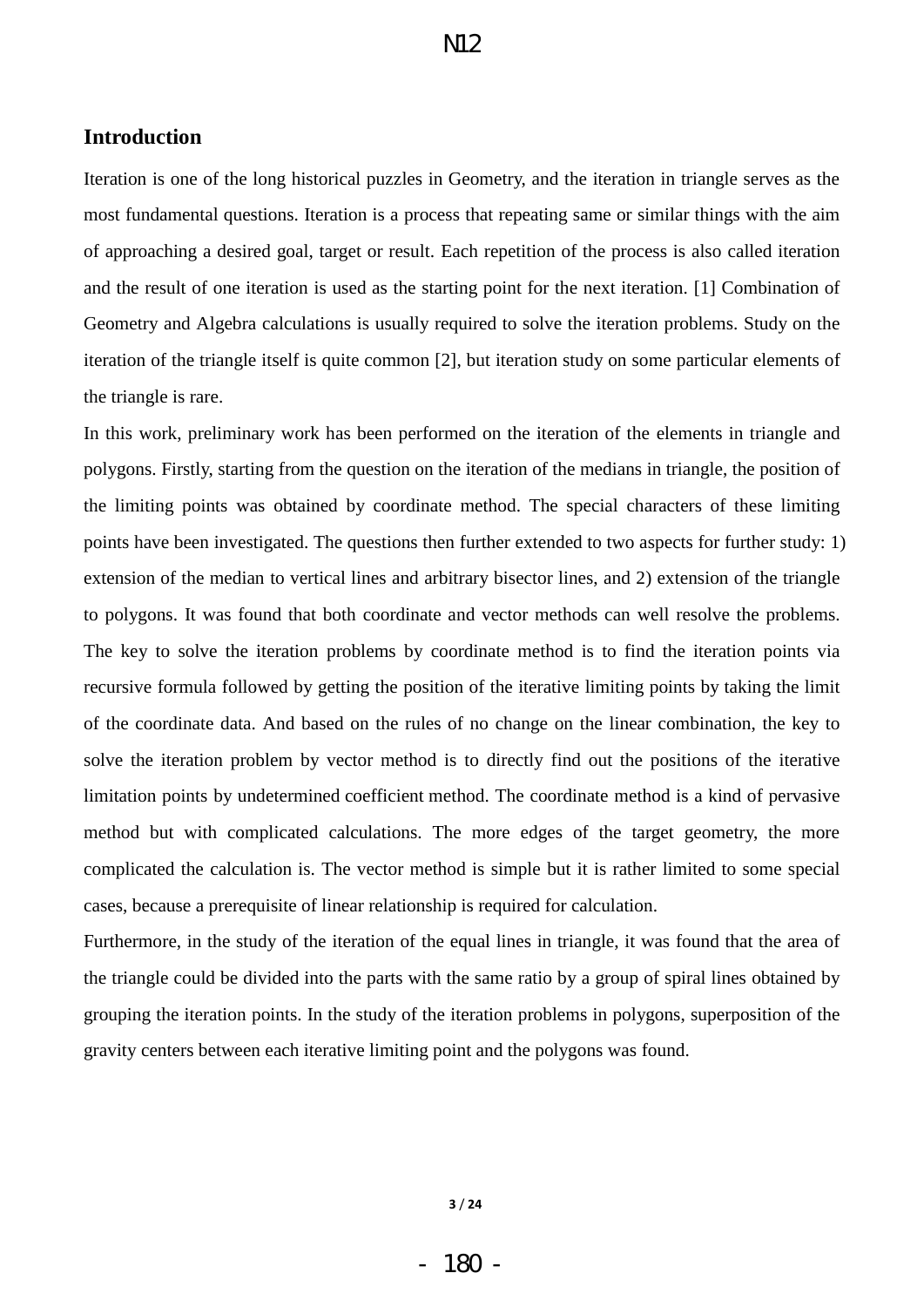## Introduction

Iteration is one of the long historical puzzles in Geometry, and the iteration in triangle serves as the most fundamental questions. Iteration is a process that repeating same or similar things with the aim of approaching a desired goal, target or result. Each repetition of the process is also called iteration and the result of one iteration is used as the starting point for the next iteration. [1] Combination of Geometry and Algebra calculations is usually required to solve the iteration problems. Study on the iteration of the triangle itself is quite common [2], but iteration study on some particular elements of the triangle is rare.

In this work, preliminary work has been performed on the iteration of the elements in triangle and polygons. Firstly, starting from the question on the iteration of the medians in triangle, the position of the limiting points was obtained by coordinate method. The special characters of these limiting points have been investigated. The questions then further extended to two aspects for further study: 1) extension of the median to vertical lines and arbitrary bisector lines, and 2) extension of the triangle to polygons. It was found that both coordinate and vector methods can well resolve the problems. The key to solve the iteration problems by coordinate method is to find the iteration points via recursive formula followed by getting the position of the iterative limiting points by taking the limit of the coordinate data. And based on the rules of no change on the linear combination, the key to solve the iteration problem by vector method is to directly find out the positions of the iterative limitation points by undetermined coefficient method. The coordinate method is a kind of pervasive method but with complicated calculations. The more edges of the target geometry, the more complicated the calculation is. The vector method is simple but it is rather limited to some special cases, because a prerequisite of linear relationship is required for calculation.

Furthermore, in the study of the iteration of the equal lines in triangle, it was found that the area of the triangle could be divided into the parts with the same ratio by a group of spiral lines obtained by grouping the iteration points. In the study of the iteration problems in polygons, superposition of the gravity centers between each iterative limiting point and the polygons was found.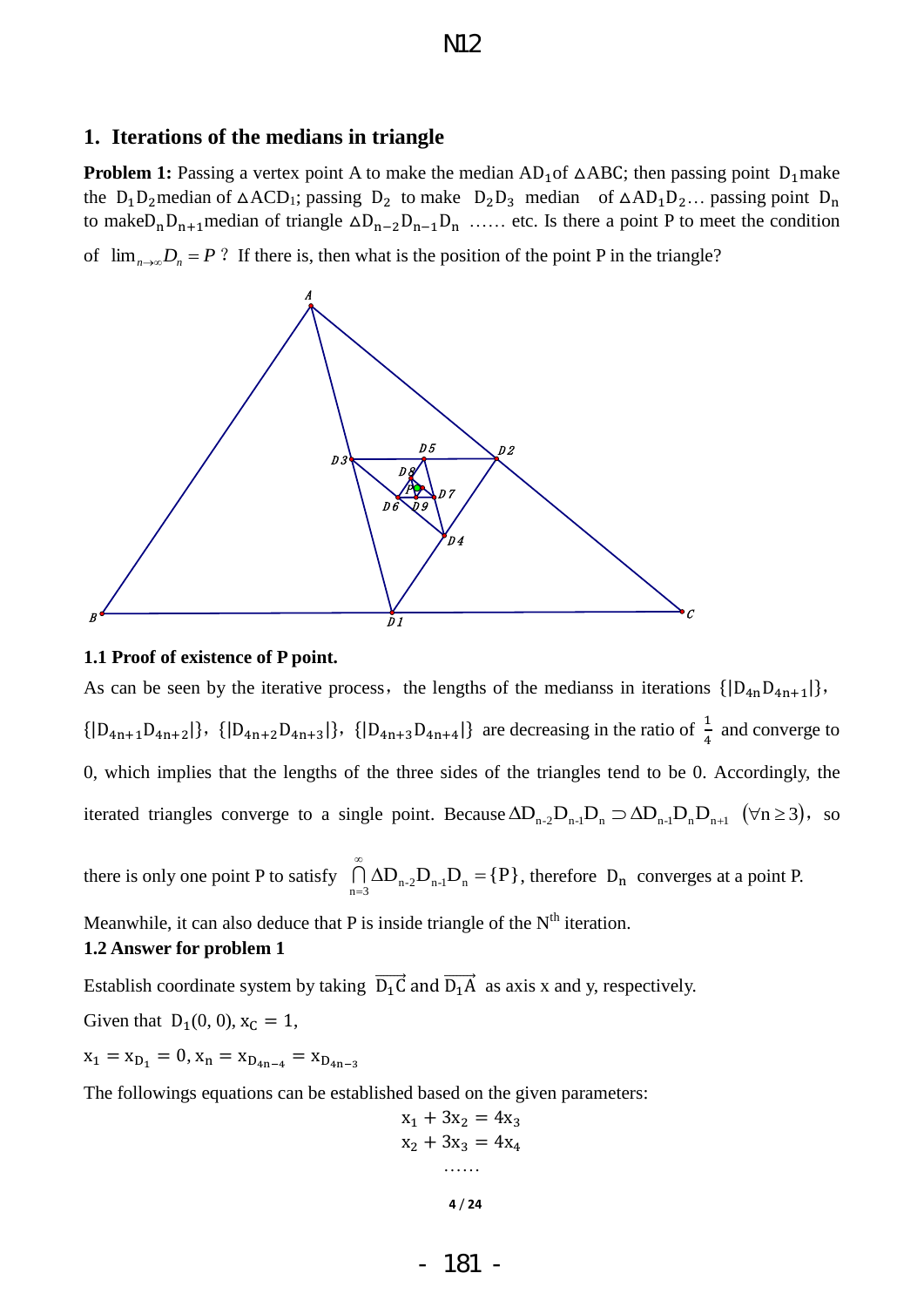## 1. Iterations of the medians in triangle

**Problem 1:** Passing a vertex point A to make the median $AD_1$of $\triangle ABC$; then passing point $D_1$make the $D_1D_2$median of $\triangle ACD_1$; passing $D_2$ to make $D_2D_3$ median of $\triangle AD_1D_2$… passing point $D_n$ to make$D_nD_{n+1}$median of triangle $\triangle D_{n-2}D_{n-1}D_n$ …… etc. Is there a point P to meet the condition of $\lim_{n\to\infty} D_n = P$ ? If there is, then what is the position of the point P in the triangle?

### 1.1 Proof of existence of P point.

As can be seen by the iterative process，the lengths of the medianss in iterations $\{|D_{4n}D_{4n+1}|\}$, $\{|D_{4n+1}D_{4n+2}|\}$, $\{|D_{4n+2}D_{4n+3}|\}$, $\{|D_{4n+3}D_{4n+4}|\}$ are decreasing in the ratio of $\frac{1}{4}$ and converge to 0, which implies that the lengths of the three sides of the triangles tend to be 0. Accordingly, the iterated triangles converge to a single point. Because $\Delta D_{n-2}D_{n-1}D_n \supset \Delta D_{n-1}D_nD_{n+1}$ $(\forall n \geq 3)$，so there is only one point P to satisfy $\bigcap_{n=3}^{\infty} \Delta D_{n-2}D_{n-1}D_n = \{P\}$, therefore $D_n$ converges at a point P.

Meanwhile, it can also deduce that P is inside triangle of the N[th] iteration.

### 1.2 Answer for problem 1

Establish coordinate system by taking $\overrightarrow{D_1C}$ and $\overrightarrow{D_1A}$ as axis x and y, respectively.

Given that $D_1(0, 0)$, $x_C = 1$,

$x_1 = x_{D_1} = 0, x_n = x_{D_{4n-4}} = x_{D_{4n-3}}$

The followings equations can be established based on the given parameters:

$$x_1 + 3x_2 = 4x_3$$
$$x_2 + 3x_3 = 4x_4$$
$$\ldots\ldots$$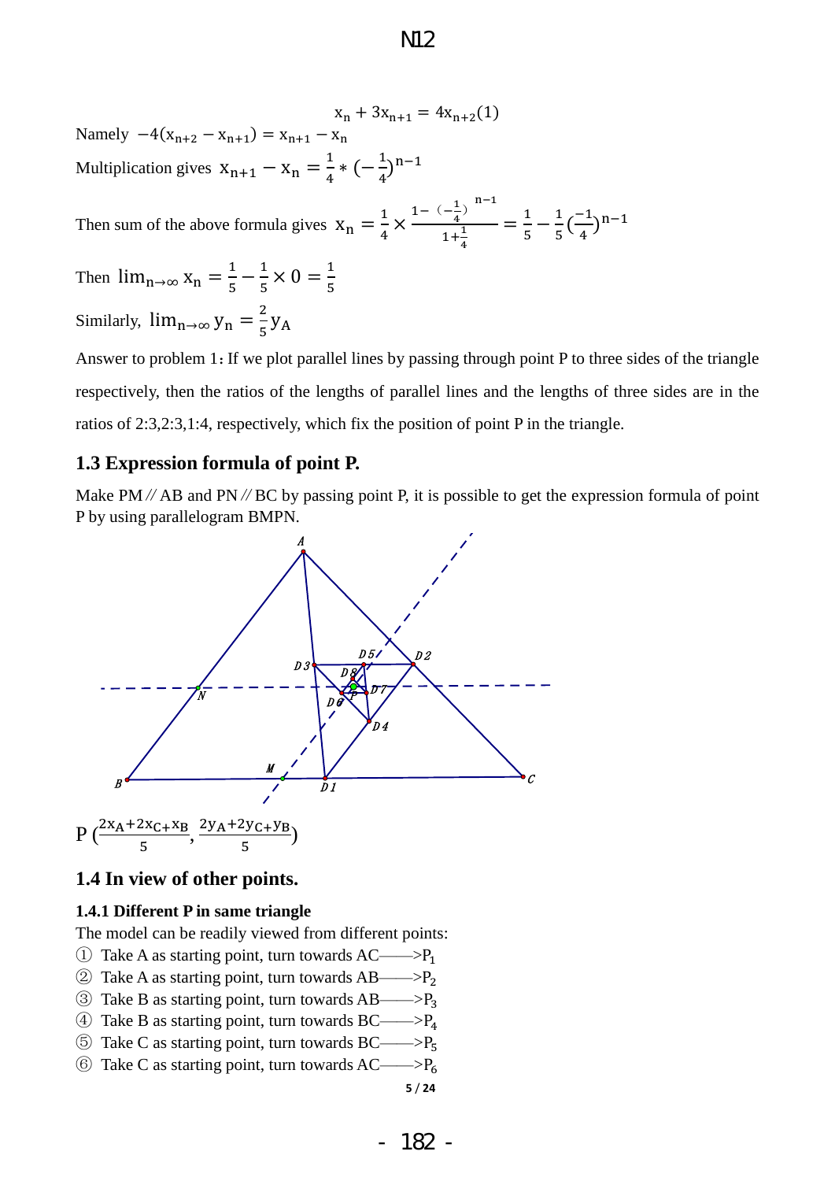$$x_n + 3x_{n+1} = 4x_{n+2}(1)$$

Namely $-4(x_{n+2} - x_{n+1}) = x_{n+1} - x_n$

Multiplication gives $x_{n+1} - x_n = \frac{1}{4} * (-\frac{1}{4})^{n-1}$

Then sum of the above formula gives $x_n = \frac{1}{4} \times \frac{1-(-\frac{1}{4})^{n-1}}{1+\frac{1}{4}} = \frac{1}{5} - \frac{1}{5}(\frac{-1}{4})^{n-1}$

Then $\lim_{n\to\infty} x_n = \frac{1}{5} - \frac{1}{5} \times 0 = \frac{1}{5}$

Similarly, $\lim_{n\to\infty} y_n = \frac{2}{5} y_A$

Answer to problem 1: If we plot parallel lines by passing through point P to three sides of the triangle respectively, then the ratios of the lengths of parallel lines and the lengths of three sides are in the ratios of 2:3,2:3,1:4, respectively, which fix the position of point P in the triangle.

## 1.3 Expression formula of point P.

Make PM // AB and PN // BC by passing point P, it is possible to get the expression formula of point P by using parallelogram BMPN.

$$P\left(\frac{2x_A+2x_C+x_B}{5}, \frac{2y_A+2y_C+y_B}{5}\right)$$

## 1.4 In view of other points.

### 1.4.1 Different P in same triangle

The model can be readily viewed from different points:

① Take A as starting point, turn towards AC——>$P_1$

② Take A as starting point, turn towards AB——>$P_2$

③ Take B as starting point, turn towards AB——>$P_3$

④ Take B as starting point, turn towards BC——>$P_4$

⑤ Take C as starting point, turn towards BC——>$P_5$

⑥ Take C as starting point, turn towards AC——>$P_6$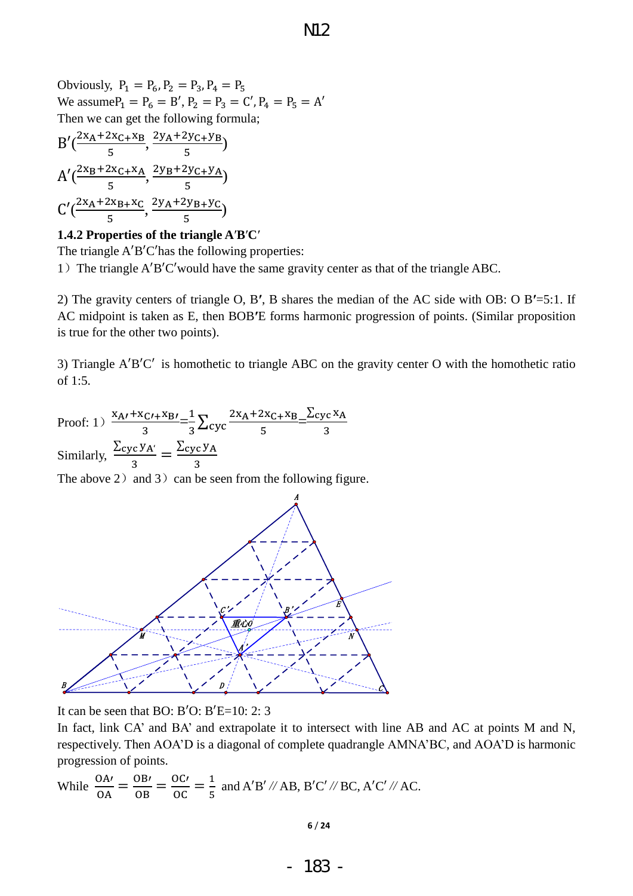Obviously, $P_1 = P_6, P_2 = P_3, P_4 = P_5$

We assume $P_1 = P_6 = B', P_2 = P_3 = C', P_4 = P_5 = A'$

Then we can get the following formula;

$$B'(\frac{2x_A+2x_C+x_B}{5}, \frac{2y_A+2y_C+y_B}{5})$$

$$A'(\frac{2x_B+2x_C+x_A}{5}, \frac{2y_B+2y_C+y_A}{5})$$

$$C'(\frac{2x_A+2x_B+x_C}{5}, \frac{2y_A+2y_B+y_C}{5})$$

**1.4.2 Properties of the triangle A′B′C′**

The triangle $A'B'C'$ has the following properties:

1）The triangle $A'B'C'$ would have the same gravity center as that of the triangle ABC.

2) The gravity centers of triangle O, B′, B shares the median of the AC side with OB: O B′=5:1. If AC midpoint is taken as E, then BOB′E forms harmonic progression of points. (Similar proposition is true for the other two points).

3) Triangle $A'B'C'$ is homothetic to triangle ABC on the gravity center O with the homothetic ratio of 1:5.

Proof: 1）$\frac{x_{A'}+x_{C'}+x_{B'}}{3} = \frac{1}{3}\sum_{cyc}\frac{2x_A+2x_C+x_B}{5} = \frac{\sum_{cyc} x_A}{3}$

Similarly, $\frac{\sum_{cyc} y_{A'}}{3} = \frac{\sum_{cyc} y_A}{3}$

The above 2）and 3）can be seen from the following figure.

It can be seen that BO: B′O: B′E=10: 2: 3

In fact, link CA’ and BA’ and extrapolate it to intersect with line AB and AC at points M and N, respectively. Then AOA’D is a diagonal of complete quadrangle AMNA’BC, and AOA’D is harmonic progression of points.

While $\frac{OA'}{OA} = \frac{OB'}{OB} = \frac{OC'}{OC} = \frac{1}{5}$ and $A'B' /\!/ AB$, $B'C' /\!/ BC$, $A'C' /\!/ AC$.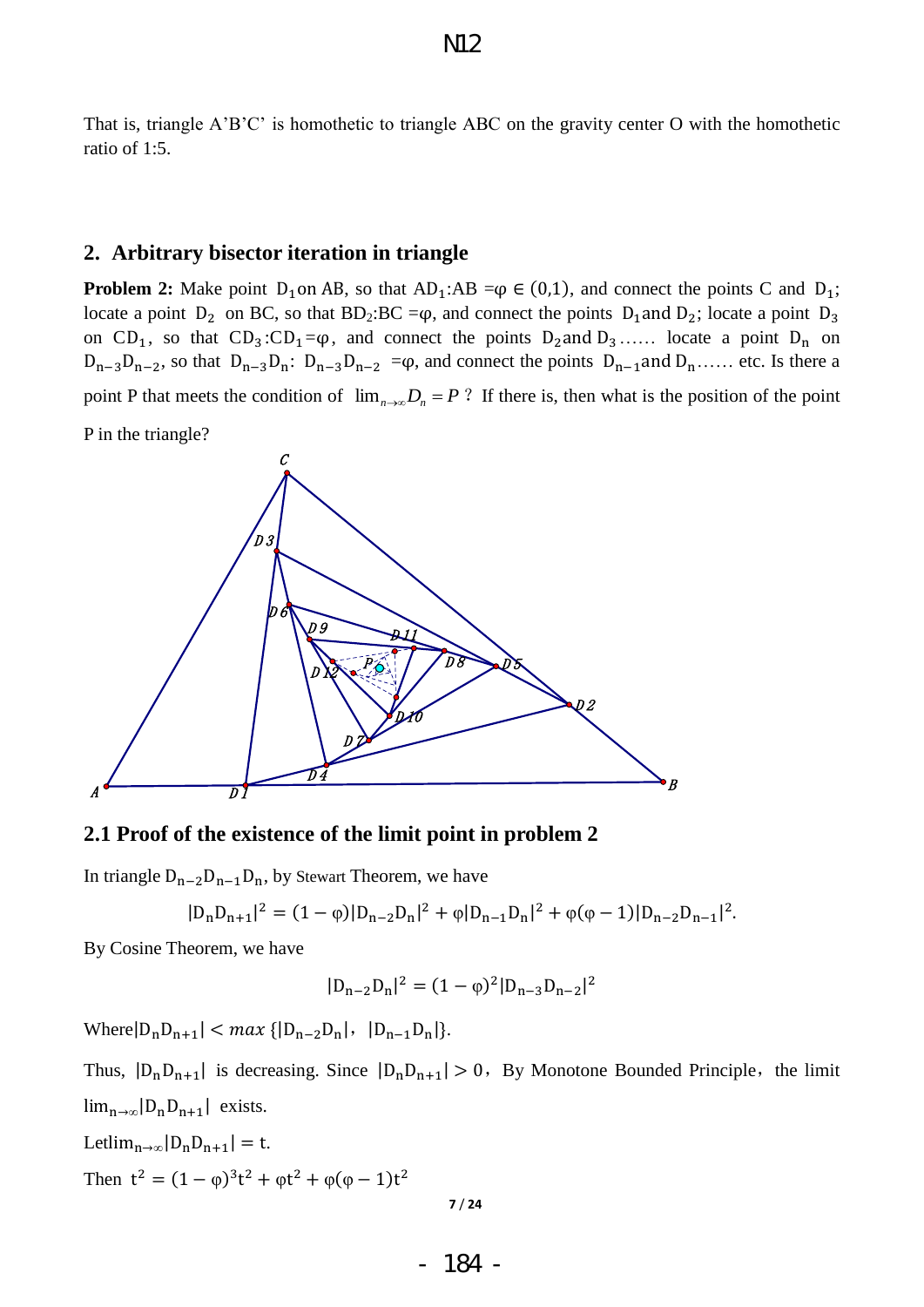That is, triangle A'B'C' is homothetic to triangle ABC on the gravity center O with the homothetic ratio of 1:5.

## 2. Arbitrary bisector iteration in triangle

**Problem 2:** Make point $D_1$ on AB, so that $AD_1$:AB $=\varphi \in (0,1)$, and connect the points C and $D_1$; locate a point $D_2$ on BC, so that $BD_2$:BC $=\varphi$, and connect the points $D_1$ and $D_2$; locate a point $D_3$ on $CD_1$, so that $CD_3$:$CD_1$$=\varphi$, and connect the points $D_2$ and $D_3$…… locate a point $D_n$ on $D_{n-3}D_{n-2}$, so that $D_{n-3}D_n$: $D_{n-3}D_{n-2}$ $=\varphi$, and connect the points $D_{n-1}$ and $D_n$…… etc. Is there a point P that meets the condition of $\lim_{n\to\infty} D_n = P$ ? If there is, then what is the position of the point P in the triangle?

### 2.1 Proof of the existence of the limit point in problem 2

In triangle $D_{n-2}D_{n-1}D_n$, by Stewart Theorem, we have

$$|D_nD_{n+1}|^2 = (1-\varphi)|D_{n-2}D_n|^2 + \varphi|D_{n-1}D_n|^2 + \varphi(\varphi-1)|D_{n-2}D_{n-1}|^2.$$

By Cosine Theorem, we have

$$|D_{n-2}D_n|^2 = (1-\varphi)^2|D_{n-3}D_{n-2}|^2$$

Where$|D_nD_{n+1}| < max\,\{|D_{n-2}D_n|,\ |D_{n-1}D_n|\}$.

Thus, $|D_nD_{n+1}|$ is decreasing. Since $|D_nD_{n+1}| > 0$, By Monotone Bounded Principle, the limit $\lim_{n\to\infty}|D_nD_{n+1}|$ exists.

Let$\lim_{n\to\infty}|D_nD_{n+1}| = t$.

Then $t^2 = (1-\varphi)^3t^2 + \varphi t^2 + \varphi(\varphi-1)t^2$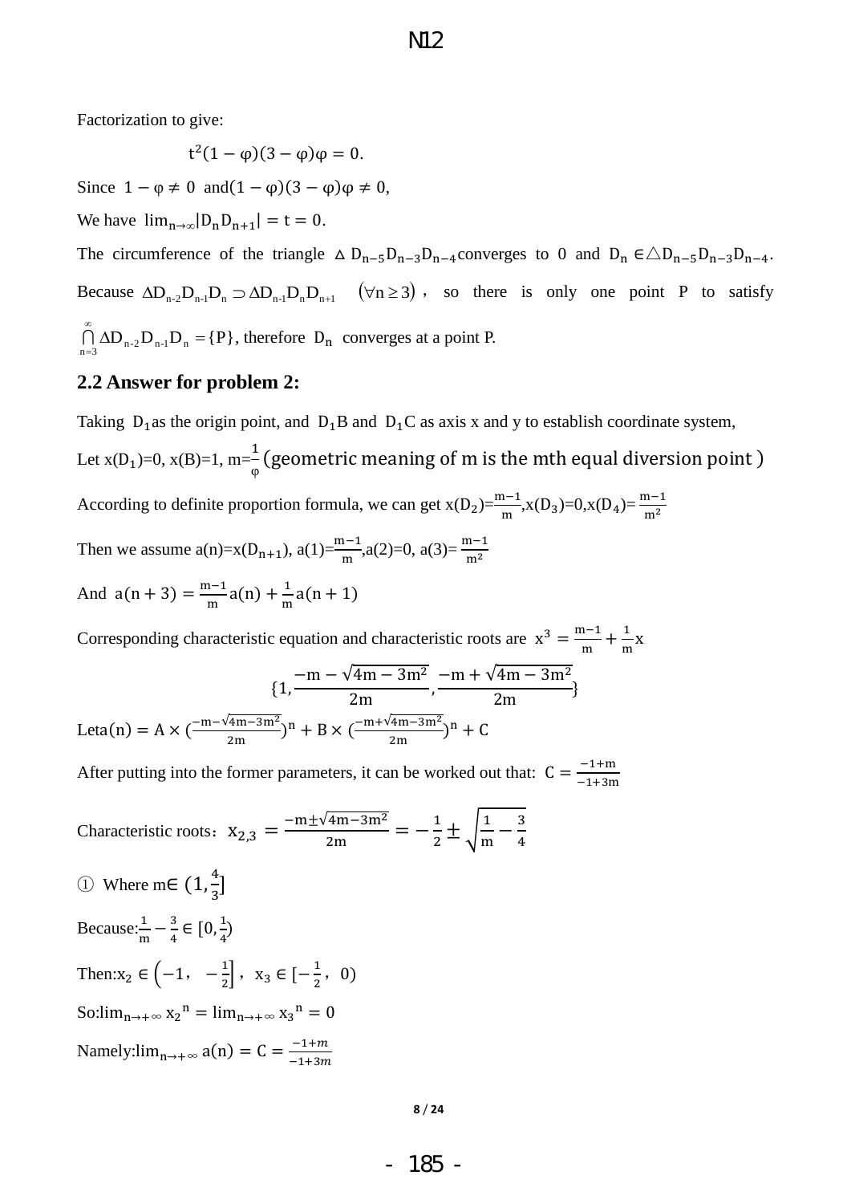Factorization to give:

$$t^2(1-\varphi)(3-\varphi)\varphi = 0.$$

Since $1-\varphi \neq 0$ and $(1-\varphi)(3-\varphi)\varphi \neq 0$,

We have $\lim_{n\to\infty}|D_nD_{n+1}| = t = 0$.

The circumference of the triangle $\triangle D_{n-5}D_{n-3}D_{n-4}$ converges to 0 and $D_n \in \triangle D_{n-5}D_{n-3}D_{n-4}$. Because $\Delta D_{n-2}D_{n-1}D_n \supset \Delta D_{n-1}D_nD_{n+1} \quad (\forall n \geq 3)$, so there is only one point P to satisfy $\bigcap_{n=3}^{\infty} \Delta D_{n-2}D_{n-1}D_n = \{P\}$, therefore $D_n$ converges at a point P.

## 2.2 Answer for problem 2:

Taking $D_1$ as the origin point, and $D_1B$ and $D_1C$ as axis x and y to establish coordinate system,

Let x($D_1$)=0, x(B)=1, m=$\frac{1}{\varphi}$ (geometric meaning of m is the mth equal diversion point )

According to definite proportion formula, we can get x($D_2$)=$\frac{m-1}{m}$,x($D_3$)=0,x($D_4$)= $\frac{m-1}{m^2}$

Then we assume a(n)=x($D_{n+1}$), a(1)=$\frac{m-1}{m}$,a(2)=0, a(3)= $\frac{m-1}{m^2}$

And $a(n+3) = \frac{m-1}{m}a(n) + \frac{1}{m}a(n+1)$

Corresponding characteristic equation and characteristic roots are $x^3 = \frac{m-1}{m} + \frac{1}{m}x$

$$\{1, \frac{-m-\sqrt{4m-3m^2}}{2m}, \frac{-m+\sqrt{4m-3m^2}}{2m}\}$$

Let$a(n) = A \times (\frac{-m-\sqrt{4m-3m^2}}{2m})^n + B \times (\frac{-m+\sqrt{4m-3m^2}}{2m})^n + C$

After putting into the former parameters, it can be worked out that: $C = \frac{-1+m}{-1+3m}$

Characteristic roots: $x_{2,3} = \frac{-m \pm \sqrt{4m-3m^2}}{2m} = -\frac{1}{2} \pm \sqrt{\frac{1}{m} - \frac{3}{4}}$

① Where m$\in (1, \frac{4}{3}]$

Because:$\frac{1}{m} - \frac{3}{4} \in [0, \frac{1}{4})$

Then:$x_2 \in \left(-1, \ -\frac{1}{2}\right]$, $x_3 \in [-\frac{1}{2}, \ 0)$

So:$\lim_{n\to+\infty} {x_2}^n = \lim_{n\to+\infty} {x_3}^n = 0$

Namely:$\lim_{n\to+\infty} a(n) = C = \frac{-1+m}{-1+3m}$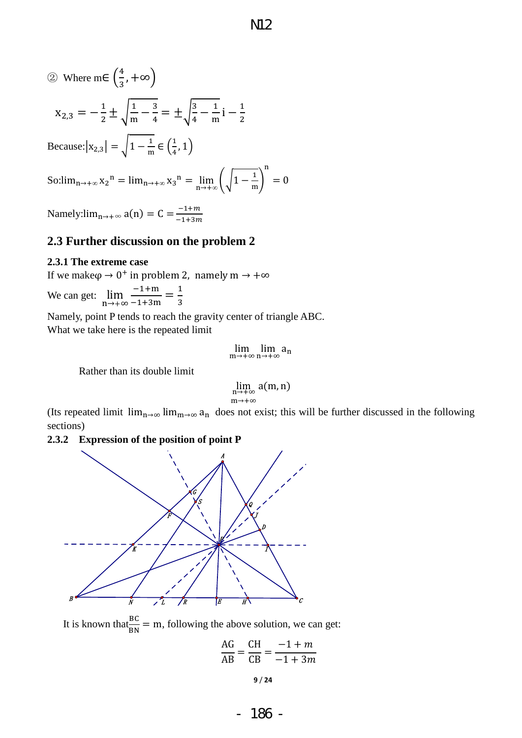② Where $m \in \left(\frac{4}{3}, +\infty\right)$

$$x_{2,3} = -\frac{1}{2} \pm \sqrt{\frac{1}{m} - \frac{3}{4}} = \pm\sqrt{\frac{3}{4} - \frac{1}{m}}\,i - \frac{1}{2}$$

Because: $|x_{2,3}| = \sqrt{1 - \frac{1}{m}} \in \left(\frac{1}{4}, 1\right)$

So: $\lim_{n\to+\infty} {x_2}^n = \lim_{n\to+\infty} {x_3}^n = \lim_{n\to+\infty} \left(\sqrt{1 - \frac{1}{m}}\right)^n = 0$

Namely: $\lim_{n\to+\infty} a(n) = C = \frac{-1+m}{-1+3m}$

## 2.3 Further discussion on the problem 2

### 2.3.1 The extreme case

If we make $\varphi \to 0^+$ in problem 2, namely $m \to +\infty$

We can get: $\lim_{n\to+\infty} \frac{-1+m}{-1+3m} = \frac{1}{3}$

Namely, point P tends to reach the gravity center of triangle ABC.

What we take here is the repeated limit

$$\lim_{m\to+\infty} \lim_{n\to+\infty} a_n$$

Rather than its double limit

$$\lim_{\substack{n\to+\infty \\ m\to+\infty}} a(m,n)$$

(Its repeated limit $\lim_{n\to\infty} \lim_{m\to\infty} a_n$ does not exist; this will be further discussed in the following sections)

### 2.3.2 Expression of the position of point P

It is known that $\frac{BC}{BN} = m$, following the above solution, we can get:

$$\frac{AG}{AB} = \frac{CH}{CB} = \frac{-1+m}{-1+3m}$$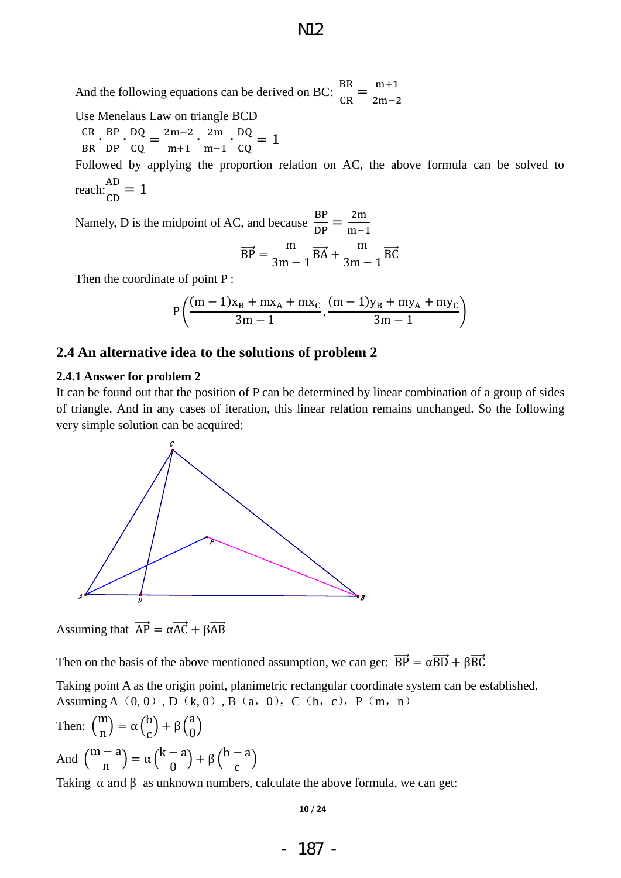And the following equations can be derived on BC: $\frac{BR}{CR} = \frac{m+1}{2m-2}$

Use Menelaus Law on triangle BCD

$$\frac{CR}{BR} \cdot \frac{BP}{DP} \cdot \frac{DQ}{CQ} = \frac{2m-2}{m+1} \cdot \frac{2m}{m-1} \cdot \frac{DQ}{CQ} = 1$$

Followed by applying the proportion relation on AC, the above formula can be solved to reach: $\frac{AD}{CD} = 1$

Namely, D is the midpoint of AC, and because $\frac{BP}{DP} = \frac{2m}{m-1}$

$$\overrightarrow{BP} = \frac{m}{3m-1}\overrightarrow{BA} + \frac{m}{3m-1}\overrightarrow{BC}$$

Then the coordinate of point P :

$$P\left(\frac{(m-1)x_B + mx_A + mx_C}{3m-1}, \frac{(m-1)y_B + my_A + my_C}{3m-1}\right)$$

## 2.4 An alternative idea to the solutions of problem 2

### 2.4.1 Answer for problem 2

It can be found out that the position of P can be determined by linear combination of a group of sides of triangle. And in any cases of iteration, this linear relation remains unchanged. So the following very simple solution can be acquired:

Assuming that $\overrightarrow{AP} = \alpha\overrightarrow{AC} + \beta\overrightarrow{AB}$

Then on the basis of the above mentioned assumption, we can get: $\overrightarrow{BP} = \alpha\overrightarrow{BD} + \beta\overrightarrow{BC}$

Taking point A as the origin point, planimetric rectangular coordinate system can be established.
Assuming A（0, 0）, D（k, 0）, B（a，0），C（b，c），P（m，n）

Then: $\begin{pmatrix} m \\ n \end{pmatrix} = \alpha\begin{pmatrix} b \\ c \end{pmatrix} + \beta\begin{pmatrix} a \\ 0 \end{pmatrix}$

And $\begin{pmatrix} m-a \\ n \end{pmatrix} = \alpha\begin{pmatrix} k-a \\ 0 \end{pmatrix} + \beta\begin{pmatrix} b-a \\ c \end{pmatrix}$

Taking α and β as unknown numbers, calculate the above formula, we can get: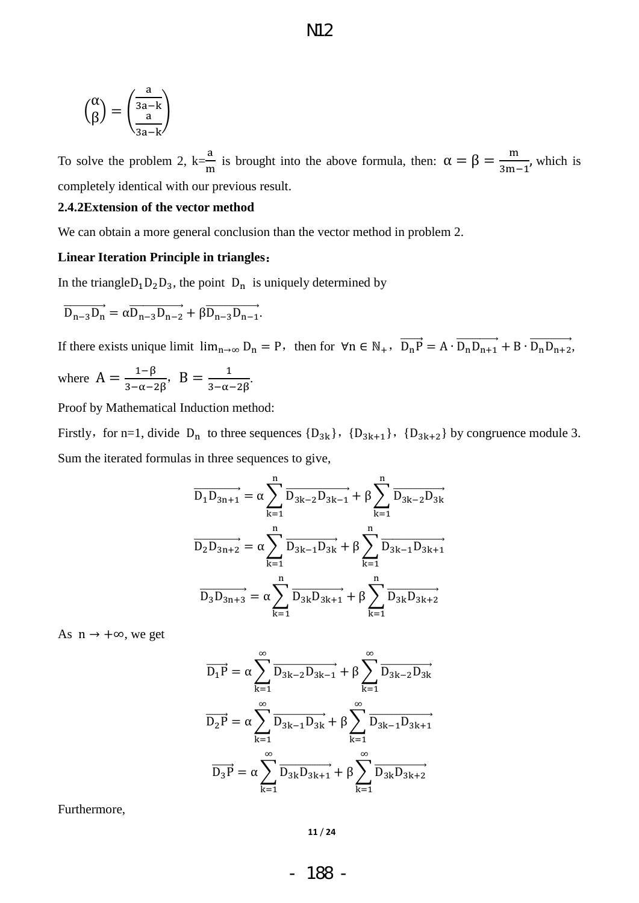$$\begin{pmatrix} \alpha \\ \beta \end{pmatrix} = \begin{pmatrix} \frac{a}{3a-k} \\ \frac{a}{3a-k} \end{pmatrix}$$

To solve the problem 2, k=$\frac{a}{m}$ is brought into the above formula, then: $\alpha = \beta = \frac{m}{3m-1}$, which is completely identical with our previous result.

**2.4.2Extension of the vector method**

We can obtain a more general conclusion than the vector method in problem 2.

**Linear Iteration Principle in triangles：**

In the triangle$D_1D_2D_3$, the point $D_n$ is uniquely determined by

$\overrightarrow{D_{n-3}D_n} = \alpha\overrightarrow{D_{n-3}D_{n-2}} + \beta\overrightarrow{D_{n-3}D_{n-1}}$.

If there exists unique limit $\lim_{n\to\infty} D_n = P$，then for $\forall n \in \mathbb{N}_+$，$\overrightarrow{D_nP} = A \cdot \overrightarrow{D_nD_{n+1}} + B \cdot \overrightarrow{D_nD_{n+2}}$,

where $A = \frac{1-\beta}{3-\alpha-2\beta}$, $B = \frac{1}{3-\alpha-2\beta}$.

Proof by Mathematical Induction method:

Firstly，for n=1, divide $D_n$ to three sequences $\{D_{3k}\}$，$\{D_{3k+1}\}$，$\{D_{3k+2}\}$ by congruence module 3. Sum the iterated formulas in three sequences to give,

$$\overrightarrow{D_1D_{3n+1}} = \alpha\sum_{k=1}^{n}\overrightarrow{D_{3k-2}D_{3k-1}} + \beta\sum_{k=1}^{n}\overrightarrow{D_{3k-2}D_{3k}}$$

$$\overrightarrow{D_2D_{3n+2}} = \alpha\sum_{k=1}^{n}\overrightarrow{D_{3k-1}D_{3k}} + \beta\sum_{k=1}^{n}\overrightarrow{D_{3k-1}D_{3k+1}}$$

$$\overrightarrow{D_3D_{3n+3}} = \alpha\sum_{k=1}^{n}\overrightarrow{D_{3k}D_{3k+1}} + \beta\sum_{k=1}^{n}\overrightarrow{D_{3k}D_{3k+2}}$$

As $n \to +\infty$, we get

$$\overrightarrow{D_1P} = \alpha\sum_{k=1}^{\infty}\overrightarrow{D_{3k-2}D_{3k-1}} + \beta\sum_{k=1}^{\infty}\overrightarrow{D_{3k-2}D_{3k}}$$

$$\overrightarrow{D_2P} = \alpha\sum_{k=1}^{\infty}\overrightarrow{D_{3k-1}D_{3k}} + \beta\sum_{k=1}^{\infty}\overrightarrow{D_{3k-1}D_{3k+1}}$$

$$\overrightarrow{D_3P} = \alpha\sum_{k=1}^{\infty}\overrightarrow{D_{3k}D_{3k+1}} + \beta\sum_{k=1}^{\infty}\overrightarrow{D_{3k}D_{3k+2}}$$

Furthermore,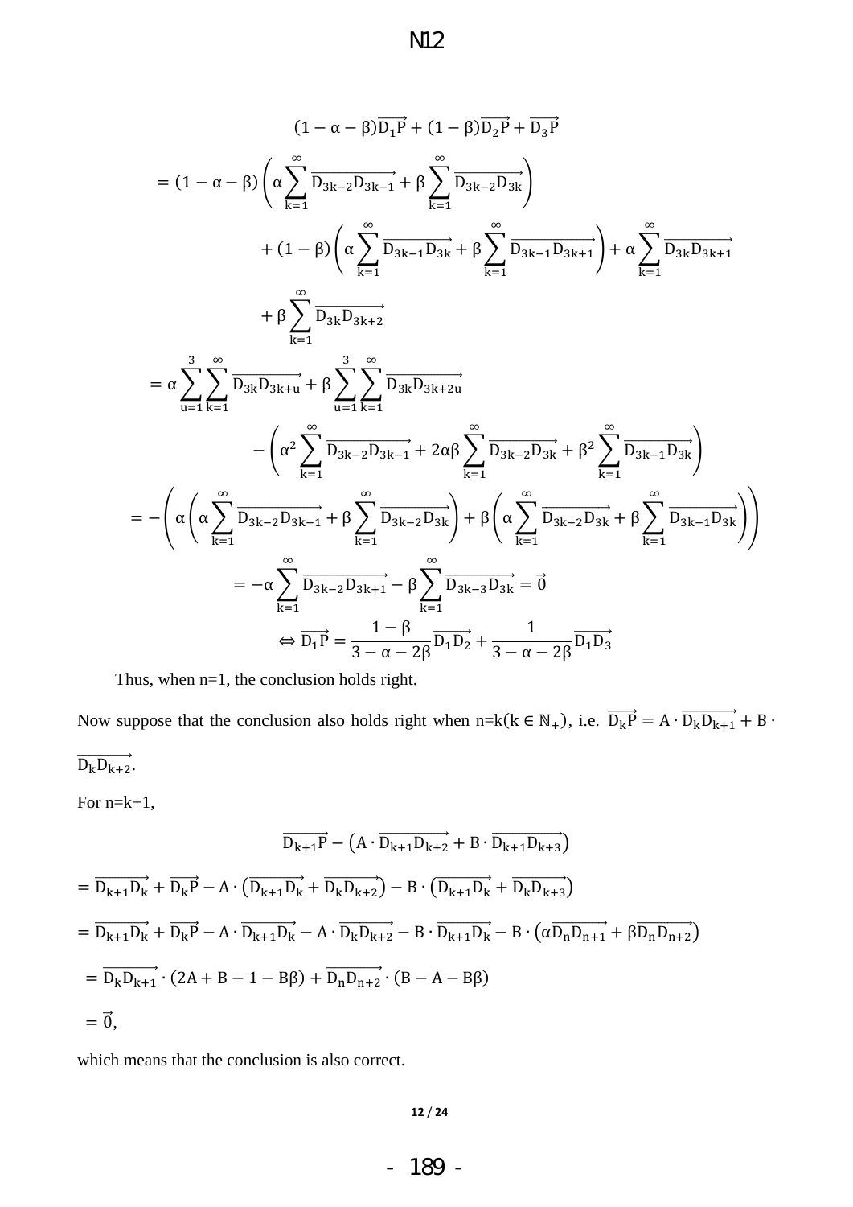$$
\begin{aligned}
&(1-\alpha-\beta)\overrightarrow{D_1P}+(1-\beta)\overrightarrow{D_2P}+\overrightarrow{D_3P}\\
&=(1-\alpha-\beta)\left(\alpha\sum_{k=1}^{\infty}\overrightarrow{D_{3k-2}D_{3k-1}}+\beta\sum_{k=1}^{\infty}\overrightarrow{D_{3k-2}D_{3k}}\right)\\
&\quad+(1-\beta)\left(\alpha\sum_{k=1}^{\infty}\overrightarrow{D_{3k-1}D_{3k}}+\beta\sum_{k=1}^{\infty}\overrightarrow{D_{3k-1}D_{3k+1}}\right)+\alpha\sum_{k=1}^{\infty}\overrightarrow{D_{3k}D_{3k+1}}\\
&\quad+\beta\sum_{k=1}^{\infty}\overrightarrow{D_{3k}D_{3k+2}}\\
&=\alpha\sum_{u=1}^{3}\sum_{k=1}^{\infty}\overrightarrow{D_{3k}D_{3k+u}}+\beta\sum_{u=1}^{3}\sum_{k=1}^{\infty}\overrightarrow{D_{3k}D_{3k+2u}}\\
&\quad-\left(\alpha^2\sum_{k=1}^{\infty}\overrightarrow{D_{3k-2}D_{3k-1}}+2\alpha\beta\sum_{k=1}^{\infty}\overrightarrow{D_{3k-2}D_{3k}}+\beta^2\sum_{k=1}^{\infty}\overrightarrow{D_{3k-1}D_{3k}}\right)\\
&=-\left(\alpha\left(\alpha\sum_{k=1}^{\infty}\overrightarrow{D_{3k-2}D_{3k-1}}+\beta\sum_{k=1}^{\infty}\overrightarrow{D_{3k-2}D_{3k}}\right)+\beta\left(\alpha\sum_{k=1}^{\infty}\overrightarrow{D_{3k-2}D_{3k}}+\beta\sum_{k=1}^{\infty}\overrightarrow{D_{3k-1}D_{3k}}\right)\right)\\
&=-\alpha\sum_{k=1}^{\infty}\overrightarrow{D_{3k-2}D_{3k+1}}-\beta\sum_{k=1}^{\infty}\overrightarrow{D_{3k-3}D_{3k}}=\vec{0}\\
&\Leftrightarrow\overrightarrow{D_1P}=\frac{1-\beta}{3-\alpha-2\beta}\overrightarrow{D_1D_2}+\frac{1}{3-\alpha-2\beta}\overrightarrow{D_1D_3}
\end{aligned}
$$

Thus, when n=1, the conclusion holds right.

Now suppose that the conclusion also holds right when $n=k(k\in\mathbb{N}_+)$, i.e. $\overrightarrow{D_kP}=A\cdot\overrightarrow{D_kD_{k+1}}+B\cdot\overrightarrow{D_kD_{k+2}}$.

For n=k+1,

$$
\begin{aligned}
&\overrightarrow{D_{k+1}P}-\left(A\cdot\overrightarrow{D_{k+1}D_{k+2}}+B\cdot\overrightarrow{D_{k+1}D_{k+3}}\right)\\
&=\overrightarrow{D_{k+1}D_k}+\overrightarrow{D_kP}-A\cdot\left(\overrightarrow{D_{k+1}D_k}+\overrightarrow{D_kD_{k+2}}\right)-B\cdot\left(\overrightarrow{D_{k+1}D_k}+\overrightarrow{D_kD_{k+3}}\right)\\
&=\overrightarrow{D_{k+1}D_k}+\overrightarrow{D_kP}-A\cdot\overrightarrow{D_{k+1}D_k}-A\cdot\overrightarrow{D_kD_{k+2}}-B\cdot\overrightarrow{D_{k+1}D_k}-B\cdot\left(\alpha\overrightarrow{D_nD_{n+1}}+\beta\overrightarrow{D_nD_{n+2}}\right)\\
&=\overrightarrow{D_kD_{k+1}}\cdot(2A+B-1-B\beta)+\overrightarrow{D_nD_{n+2}}\cdot(B-A-B\beta)\\
&=\vec{0},
\end{aligned}
$$

which means that the conclusion is also correct.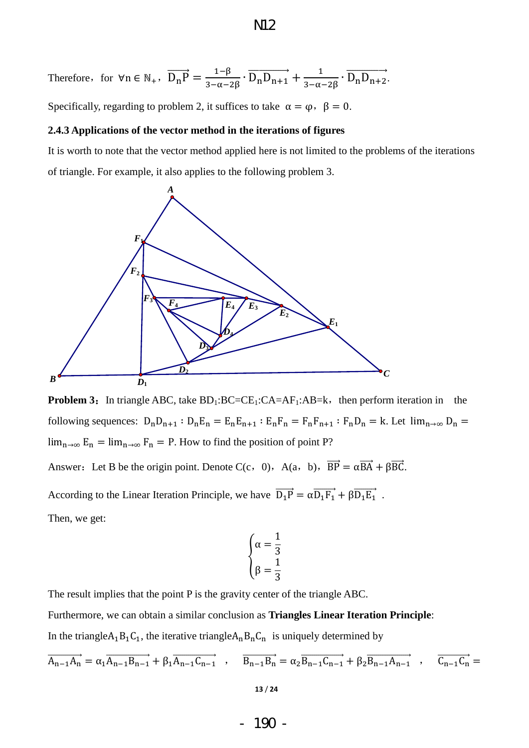Therefore, for $\forall n \in \mathbb{N}_+$, $\overrightarrow{D_nP} = \frac{1-\beta}{3-\alpha-2\beta} \cdot \overrightarrow{D_nD_{n+1}} + \frac{1}{3-\alpha-2\beta} \cdot \overrightarrow{D_nD_{n+2}}$.

Specifically, regarding to problem 2, it suffices to take $\alpha = \varphi$, $\beta = 0$.

### 2.4.3 Applications of the vector method in the iterations of figures

It is worth to note that the vector method applied here is not limited to the problems of the iterations of triangle. For example, it also applies to the following problem 3.

**Problem 3:** In triangle ABC, take $BD_1:BC=CE_1:CA=AF_1:AB=k$, then perform iteration in the following sequences: $D_nD_{n+1} : D_nE_n = E_nE_{n+1} : E_nF_n = F_nF_{n+1} : F_nD_n = k$. Let $\lim_{n\to\infty} D_n = \lim_{n\to\infty} E_n = \lim_{n\to\infty} F_n = P$. How to find the position of point P?

Answer: Let B be the origin point. Denote C(c, 0), A(a, b), $\overrightarrow{BP} = \alpha\overrightarrow{BA} + \beta\overrightarrow{BC}$.

According to the Linear Iteration Principle, we have $\overrightarrow{D_1P} = \alpha\overrightarrow{D_1F_1} + \beta\overrightarrow{D_1E_1}$ .

Then, we get:

$$\begin{cases} \alpha = \dfrac{1}{3} \\ \beta = \dfrac{1}{3} \end{cases}$$

The result implies that the point P is the gravity center of the triangle ABC.

Furthermore, we can obtain a similar conclusion as **Triangles Linear Iteration Principle**:

In the triangle $A_1B_1C_1$, the iterative triangle $A_nB_nC_n$ is uniquely determined by

$\overrightarrow{A_{n-1}A_n} = \alpha_1\overrightarrow{A_{n-1}B_{n-1}} + \beta_1\overrightarrow{A_{n-1}C_{n-1}}$ , $\overrightarrow{B_{n-1}B_n} = \alpha_2\overrightarrow{B_{n-1}C_{n-1}} + \beta_2\overrightarrow{B_{n-1}A_{n-1}}$ , $\overrightarrow{C_{n-1}C_n} =$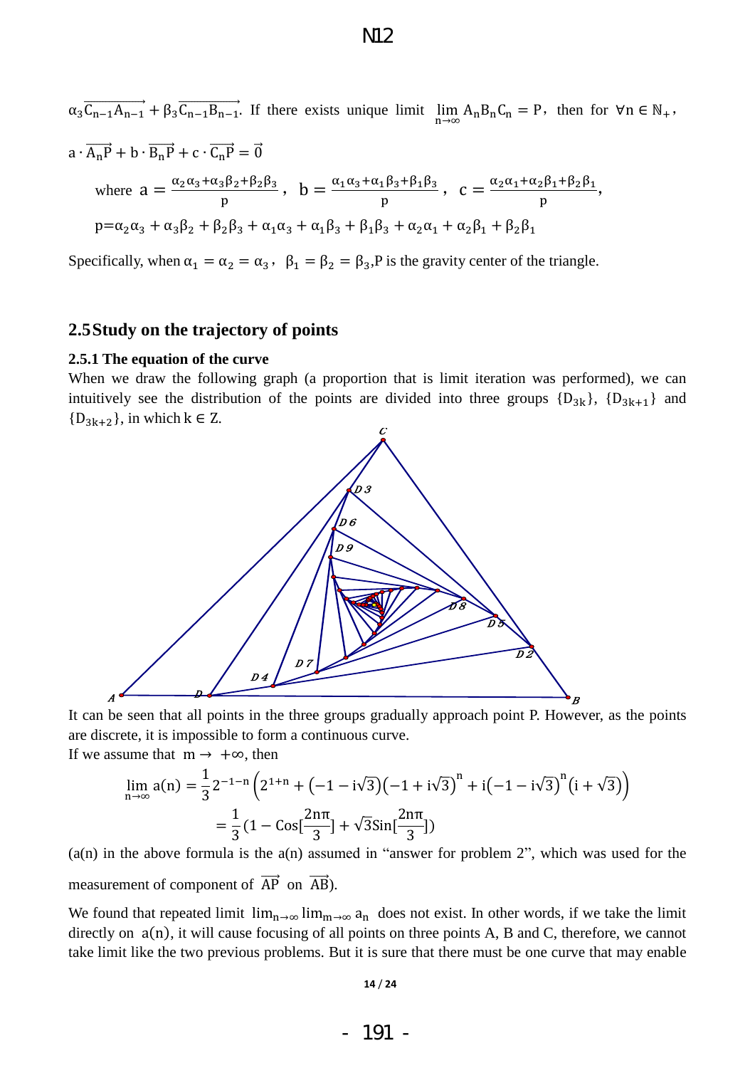$\alpha_3\overrightarrow{C_{n-1}A_{n-1}} + \beta_3\overrightarrow{C_{n-1}B_{n-1}}$. If there exists unique limit $\lim_{n\to\infty} A_nB_nC_n = P$, then for $\forall n \in \mathbb{N}_+$,

$$a \cdot \overrightarrow{A_nP} + b \cdot \overrightarrow{B_nP} + c \cdot \overrightarrow{C_nP} = \vec{0}$$

where $a = \frac{\alpha_2\alpha_3+\alpha_3\beta_2+\beta_2\beta_3}{p}$, $b = \frac{\alpha_1\alpha_3+\alpha_1\beta_3+\beta_1\beta_3}{p}$, $c = \frac{\alpha_2\alpha_1+\alpha_2\beta_1+\beta_2\beta_1}{p}$,

$p=\alpha_2\alpha_3 + \alpha_3\beta_2 + \beta_2\beta_3 + \alpha_1\alpha_3 + \alpha_1\beta_3 + \beta_1\beta_3 + \alpha_2\alpha_1 + \alpha_2\beta_1 + \beta_2\beta_1$

Specifically, when $\alpha_1 = \alpha_2 = \alpha_3$, $\beta_1 = \beta_2 = \beta_3$, P is the gravity center of the triangle.

## 2.5 Study on the trajectory of points

### 2.5.1 The equation of the curve

When we draw the following graph (a proportion that is limit iteration was performed), we can intuitively see the distribution of the points are divided into three groups $\{D_{3k}\}$, $\{D_{3k+1}\}$ and $\{D_{3k+2}\}$, in which $k \in \mathbb{Z}$.

It can be seen that all points in the three groups gradually approach point P. However, as the points are discrete, it is impossible to form a continuous curve.

If we assume that $m \to +\infty$, then

$$\lim_{n\to\infty} a(n) = \frac{1}{3}2^{-1-n}\left(2^{1+n} + \left(-1 - i\sqrt{3}\right)\left(-1 + i\sqrt{3}\right)^n + i\left(-1 - i\sqrt{3}\right)^n\left(i + \sqrt{3}\right)\right)$$
$$= \frac{1}{3}(1 - \mathrm{Cos}[\frac{2n\pi}{3}] + \sqrt{3}\mathrm{Sin}[\frac{2n\pi}{3}])$$

($a(n)$ in the above formula is the $a(n)$ assumed in "answer for problem 2", which was used for the measurement of component of $\overrightarrow{AP}$ on $\overrightarrow{AB}$).

We found that repeated limit $\lim_{n\to\infty}\lim_{m\to\infty} a_n$ does not exist. In other words, if we take the limit directly on $a(n)$, it will cause focusing of all points on three points A, B and C, therefore, we cannot take limit like the two previous problems. But it is sure that there must be one curve that may enable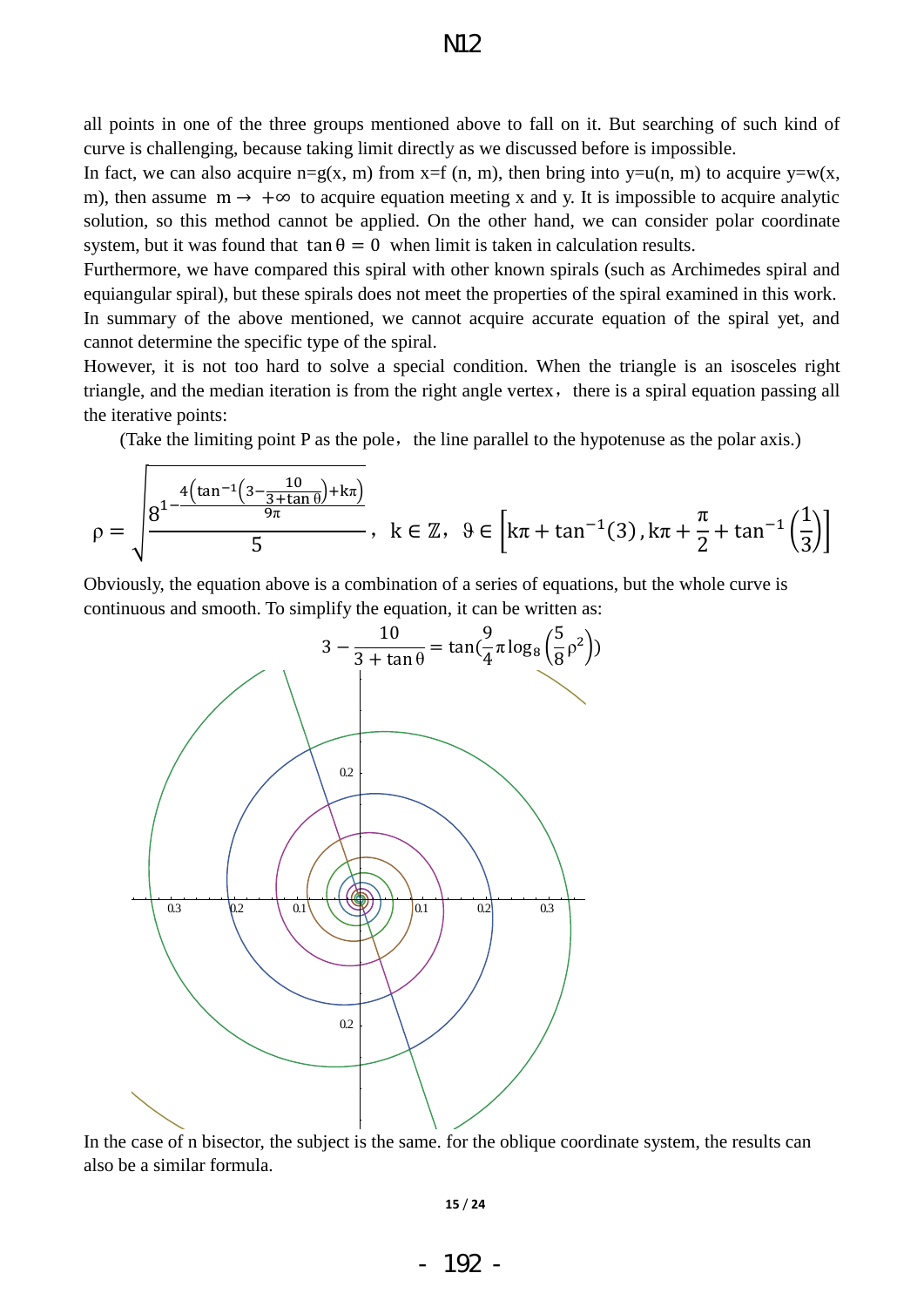all points in one of the three groups mentioned above to fall on it. But searching of such kind of curve is challenging, because taking limit directly as we discussed before is impossible.

In fact, we can also acquire n=g(x, m) from x=f (n, m), then bring into y=u(n, m) to acquire y=w(x, m), then assume $m \to +\infty$ to acquire equation meeting x and y. It is impossible to acquire analytic solution, so this method cannot be applied. On the other hand, we can consider polar coordinate system, but it was found that $\tan\theta = 0$ when limit is taken in calculation results.

Furthermore, we have compared this spiral with other known spirals (such as Archimedes spiral and equiangular spiral), but these spirals does not meet the properties of the spiral examined in this work.

In summary of the above mentioned, we cannot acquire accurate equation of the spiral yet, and cannot determine the specific type of the spiral.

However, it is not too hard to solve a special condition. When the triangle is an isosceles right triangle, and the median iteration is from the right angle vertex，there is a spiral equation passing all the iterative points:

(Take the limiting point P as the pole，the line parallel to the hypotenuse as the polar axis.)

$$\rho = \sqrt{\frac{8^{1-\frac{4\left(\tan^{-1}\left(3-\frac{10}{3+\tan\theta}\right)+k\pi\right)}{9\pi}}}{5}}, \quad k \in \mathbb{Z}, \quad \vartheta \in \left[k\pi + \tan^{-1}(3), k\pi + \frac{\pi}{2} + \tan^{-1}\left(\frac{1}{3}\right)\right]$$

Obviously, the equation above is a combination of a series of equations, but the whole curve is continuous and smooth. To simplify the equation, it can be written as:

$$3 - \frac{10}{3+\tan\theta} = \tan\left(\frac{9}{4}\pi \log_8\left(\frac{5}{8}\rho^2\right)\right)$$

In the case of n bisector, the subject is the same. for the oblique coordinate system, the results can also be a similar formula.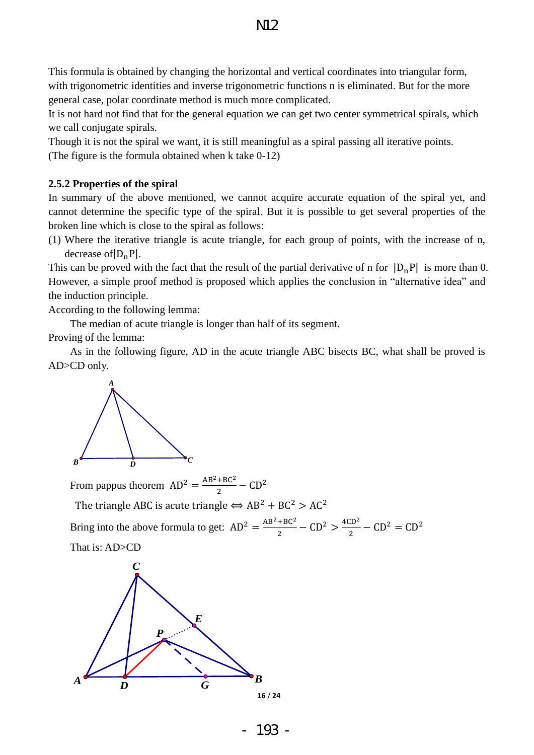This formula is obtained by changing the horizontal and vertical coordinates into triangular form, with trigonometric identities and inverse trigonometric functions n is eliminated. But for the more general case, polar coordinate method is much more complicated.

It is not hard not find that for the general equation we can get two center symmetrical spirals, which we call conjugate spirals.

Though it is not the spiral we want, it is still meaningful as a spiral passing all iterative points. (The figure is the formula obtained when k take 0-12)

### 2.5.2 Properties of the spiral

In summary of the above mentioned, we cannot acquire accurate equation of the spiral yet, and cannot determine the specific type of the spiral. But it is possible to get several properties of the broken line which is close to the spiral as follows:

(1) Where the iterative triangle is acute triangle, for each group of points, with the increase of n, decrease of $|D_nP|$.

This can be proved with the fact that the result of the partial derivative of n for $|D_nP|$ is more than 0. However, a simple proof method is proposed which applies the conclusion in "alternative idea" and the induction principle.

According to the following lemma:

The median of acute triangle is longer than half of its segment.

Proving of the lemma:

As in the following figure, AD in the acute triangle ABC bisects BC, what shall be proved is AD>CD only.

From pappus theorem $\mathrm{AD}^2 = \frac{\mathrm{AB}^2+\mathrm{BC}^2}{2} - \mathrm{CD}^2$

The triangle ABC is acute triangle $\Leftrightarrow \mathrm{AB}^2 + \mathrm{BC}^2 > \mathrm{AC}^2$

Bring into the above formula to get: $\mathrm{AD}^2 = \frac{\mathrm{AB}^2+\mathrm{BC}^2}{2} - \mathrm{CD}^2 > \frac{4\mathrm{CD}^2}{2} - \mathrm{CD}^2 = \mathrm{CD}^2$

That is: AD>CD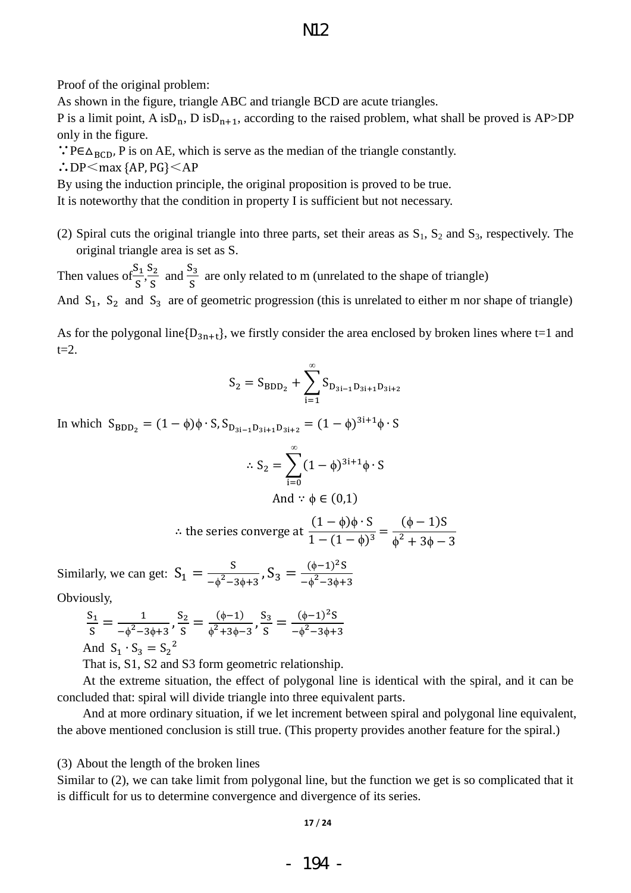Proof of the original problem:

As shown in the figure, triangle ABC and triangle BCD are acute triangles.

P is a limit point, A is$D_n$, D is$D_{n+1}$, according to the raised problem, what shall be proved is AP>DP only in the figure.

∵$P \in \Delta_{BCD}$, P is on AE, which is serve as the median of the triangle constantly.

∴$DP < \max\{AP, PG\} < AP$

By using the induction principle, the original proposition is proved to be true.

It is noteworthy that the condition in property I is sufficient but not necessary.

(2) Spiral cuts the original triangle into three parts, set their areas as $S_1$, $S_2$ and $S_3$, respectively. The original triangle area is set as S.

Then values of$\frac{S_1}{S}$,$\frac{S_2}{S}$ and $\frac{S_3}{S}$ are only related to m (unrelated to the shape of triangle)

And $S_1$, $S_2$ and $S_3$ are of geometric progression (this is unrelated to either m nor shape of triangle)

As for the polygonal line$\{D_{3n+t}\}$, we firstly consider the area enclosed by broken lines where t=1 and t=2.

$$S_2 = S_{BDD_2} + \sum_{i=1}^{\infty} S_{D_{3i-1}D_{3i+1}D_{3i+2}}$$

In which $S_{BDD_2} = (1-\phi)\phi \cdot S, S_{D_{3i-1}D_{3i+1}D_{3i+2}} = (1-\phi)^{3i+1}\phi \cdot S$

$$\therefore S_2 = \sum_{i=0}^{\infty} (1-\phi)^{3i+1}\phi \cdot S$$

$$\text{And} \because \phi \in (0,1)$$

$$\therefore \text{the series converge at } \frac{(1-\phi)\phi \cdot S}{1-(1-\phi)^3} = \frac{(\phi-1)S}{\phi^2+3\phi-3}$$

Similarly, we can get: $S_1 = \frac{S}{-\phi^2-3\phi+3}, S_3 = \frac{(\phi-1)^2 S}{-\phi^2-3\phi+3}$

Obviously,

$\frac{S_1}{S} = \frac{1}{-\phi^2-3\phi+3}, \frac{S_2}{S} = \frac{(\phi-1)}{\phi^2+3\phi-3}, \frac{S_3}{S} = \frac{(\phi-1)^2 S}{-\phi^2-3\phi+3}$

And $S_1 \cdot S_3 = {S_2}^2$

That is, S1, S2 and S3 form geometric relationship.

At the extreme situation, the effect of polygonal line is identical with the spiral, and it can be concluded that: spiral will divide triangle into three equivalent parts.

And at more ordinary situation, if we let increment between spiral and polygonal line equivalent, the above mentioned conclusion is still true. (This property provides another feature for the spiral.)

(3) About the length of the broken lines

Similar to (2), we can take limit from polygonal line, but the function we get is so complicated that it is difficult for us to determine convergence and divergence of its series.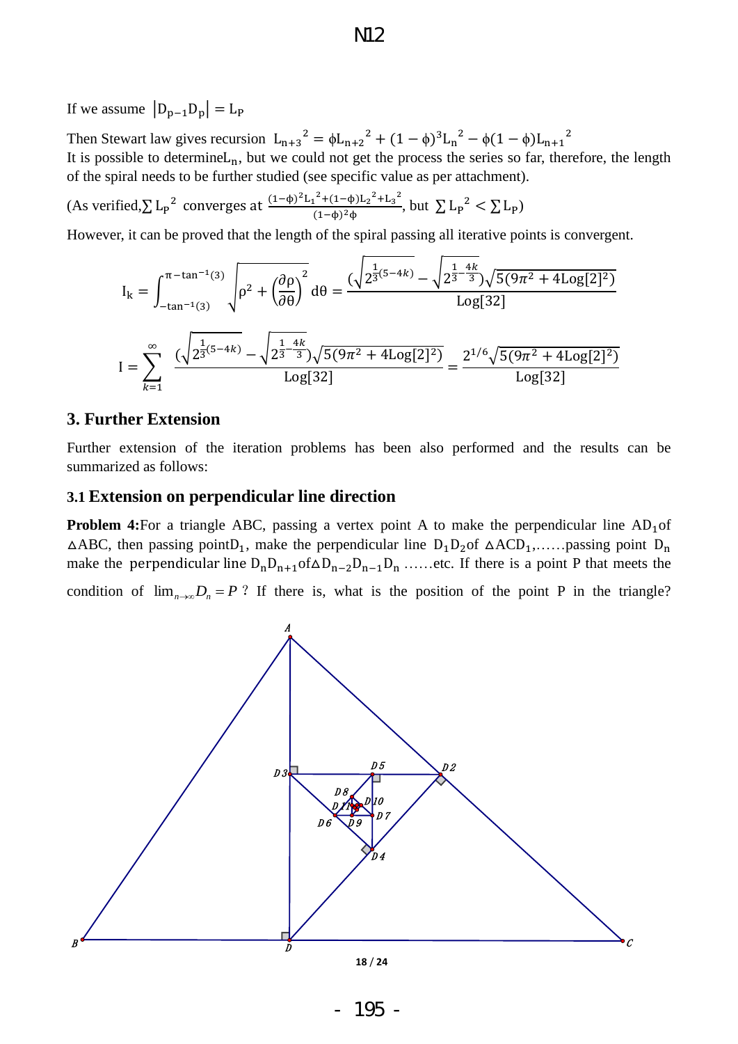If we assume $|D_{p-1}D_p| = L_P$

Then Stewart law gives recursion $L_{n+3}{}^2 = \phi L_{n+2}{}^2 + (1-\phi)^3 L_n{}^2 - \phi(1-\phi)L_{n+1}{}^2$

It is possible to determine $L_n$, but we could not get the process the series so far, therefore, the length of the spiral needs to be further studied (see specific value as per attachment).

(As verified, $\sum L_P{}^2$ converges at $\frac{(1-\phi)^2 L_1{}^2 + (1-\phi)L_2{}^2 + L_3{}^2}{(1-\phi)^2\phi}$, but $\sum L_P{}^2 < \sum L_P$)

However, it can be proved that the length of the spiral passing all iterative points is convergent.

$$I_k = \int_{-\tan^{-1}(3)}^{\pi-\tan^{-1}(3)} \sqrt{\rho^2 + \left(\frac{\partial\rho}{\partial\theta}\right)^2}\, d\theta = \frac{\left(\sqrt{2^{\frac{1}{3}(5-4k)}} - \sqrt{2^{\frac{1}{3}-\frac{4k}{3}}}\right)\sqrt{5(9\pi^2 + 4\text{Log}[2]^2)}}{\text{Log}[32]}$$

$$I = \sum_{k=1}^{\infty} \frac{\left(\sqrt{2^{\frac{1}{3}(5-4k)}} - \sqrt{2^{\frac{1}{3}-\frac{4k}{3}}}\right)\sqrt{5(9\pi^2 + 4\text{Log}[2]^2)}}{\text{Log}[32]} = \frac{2^{1/6}\sqrt{5(9\pi^2 + 4\text{Log}[2]^2)}}{\text{Log}[32]}$$

## 3. Further Extension

Further extension of the iteration problems has been also performed and the results can be summarized as follows:

### 3.1 Extension on perpendicular line direction

**Problem 4:** For a triangle ABC, passing a vertex point A to make the perpendicular line $AD_1$ of $\triangle ABC$, then passing point $D_1$, make the perpendicular line $D_1D_2$ of $\triangle ACD_1$,……passing point $D_n$ make the perpendicular line $D_nD_{n+1}$ of $\triangle D_{n-2}D_{n-1}D_n$ ……etc. If there is a point P that meets the condition of $\lim_{n\to\infty} D_n = P$ ? If there is, what is the position of the point P in the triangle?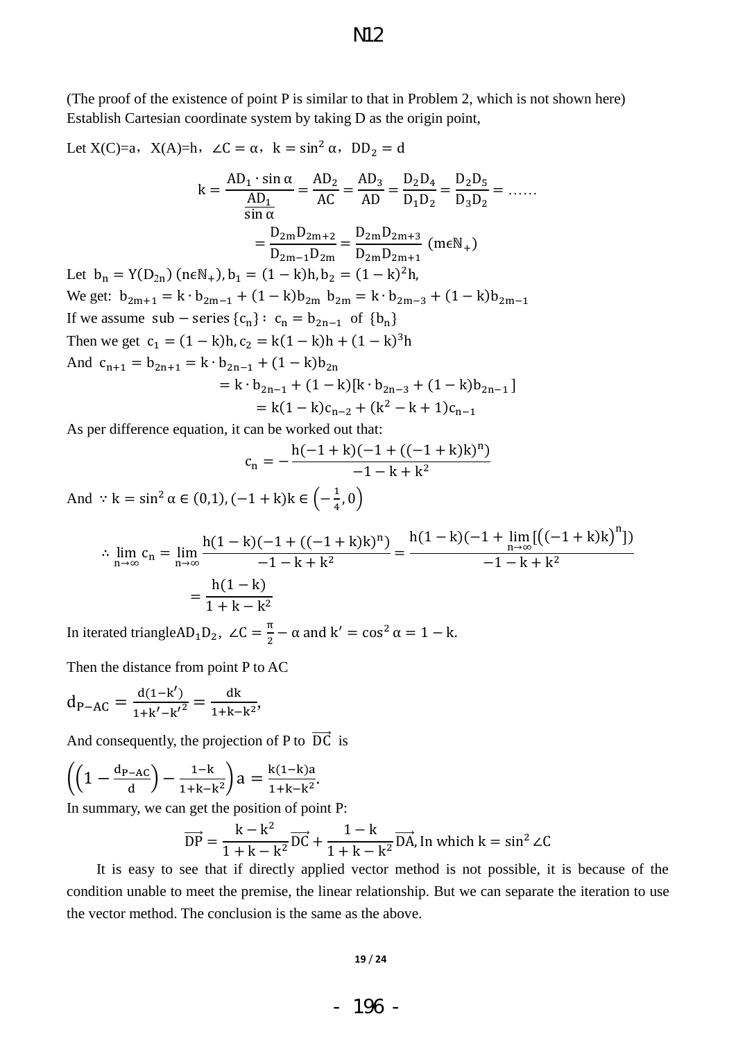(The proof of the existence of point P is similar to that in Problem 2, which is not shown here) Establish Cartesian coordinate system by taking D as the origin point,

Let X(C)=a, X(A)=h, $\angle C = \alpha$, $k = \sin^2 \alpha$, $DD_2 = d$

$$k = \frac{AD_1 \cdot \sin \alpha}{\frac{AD_1}{\sin \alpha}} = \frac{AD_2}{AC} = \frac{AD_3}{AD} = \frac{D_2D_4}{D_1D_2} = \frac{D_2D_5}{D_3D_2} = \ldots\ldots$$

$$= \frac{D_{2m}D_{2m+2}}{D_{2m-1}D_{2m}} = \frac{D_{2m}D_{2m+3}}{D_{2m}D_{2m+1}} \ (m\epsilon\mathbb{N}_+)$$

Let $b_n = Y(D_{2n})$ $(n\epsilon\mathbb{N}_+)$, $b_1 = (1-k)h$, $b_2 = (1-k)^2h$,

We get: $b_{2m+1} = k \cdot b_{2m-1} + (1-k)b_{2m}$ $b_{2m} = k \cdot b_{2m-3} + (1-k)b_{2m-1}$

If we assume sub − series $\{c_n\}$: $c_n = b_{2n-1}$ of $\{b_n\}$

Then we get $c_1 = (1-k)h, c_2 = k(1-k)h + (1-k)^3h$

And $c_{n+1} = b_{2n+1} = k \cdot b_{2n-1} + (1-k)b_{2n}$

$$= k \cdot b_{2n-1} + (1-k)[k \cdot b_{2n-3} + (1-k)b_{2n-1}]$$

$$= k(1-k)c_{n-2} + (k^2 - k + 1)c_{n-1}$$

As per difference equation, it can be worked out that:

$$c_n = -\frac{h(-1+k)(-1+((-1+k)k)^n)}{-1-k+k^2}$$

And $\because k = \sin^2 \alpha \in (0,1), (-1+k)k \in \left(-\frac{1}{4}, 0\right)$

$$\therefore \lim_{n\to\infty} c_n = \lim_{n\to\infty} \frac{h(1-k)(-1+((-1+k)k)^n)}{-1-k+k^2} = \frac{h(1-k)(-1+\lim_{n\to\infty}[\left((-1+k)k\right)^n])}{-1-k+k^2}$$

$$= \frac{h(1-k)}{1+k-k^2}$$

In iterated triangle $AD_1D_2$, $\angle C = \frac{\pi}{2} - \alpha$ and $k' = \cos^2 \alpha = 1 - k$.

Then the distance from point P to AC

$$d_{P-AC} = \frac{d(1-k')}{1+k'-k'^2} = \frac{dk}{1+k-k^2},$$

And consequently, the projection of P to $\overrightarrow{DC}$ is

$$\left(\left(1 - \frac{d_{P-AC}}{d}\right) - \frac{1-k}{1+k-k^2}\right)a = \frac{k(1-k)a}{1+k-k^2}.$$

In summary, we can get the position of point P:

$$\overrightarrow{DP} = \frac{k-k^2}{1+k-k^2}\overrightarrow{DC} + \frac{1-k}{1+k-k^2}\overrightarrow{DA}, \text{In which } k = \sin^2 \angle C$$

It is easy to see that if directly applied vector method is not possible, it is because of the condition unable to meet the premise, the linear relationship. But we can separate the iteration to use the vector method. The conclusion is the same as the above.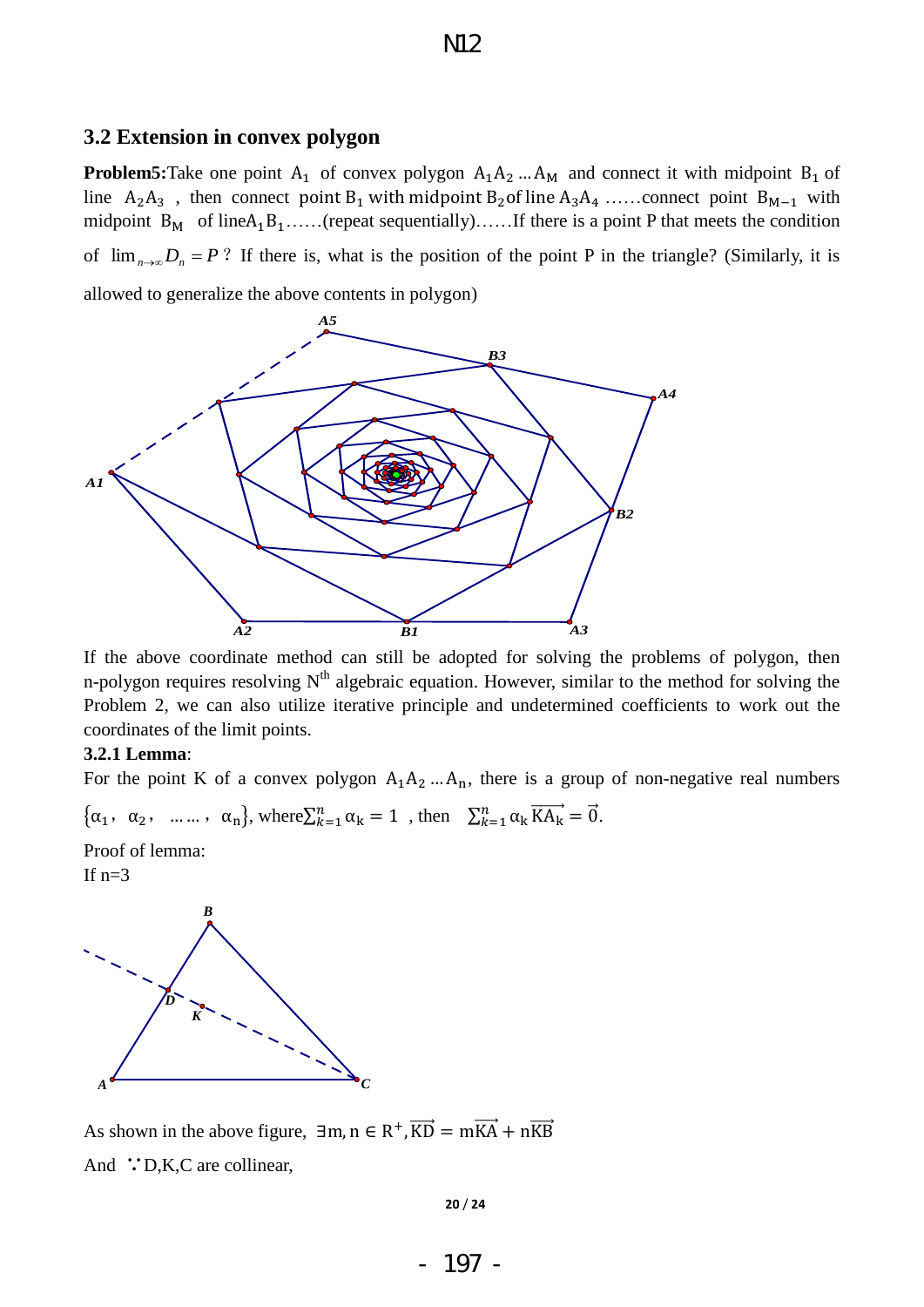### 3.2 Extension in convex polygon

**Problem5:** Take one point $A_1$ of convex polygon $A_1A_2 \dots A_M$ and connect it with midpoint $B_1$ of line $A_2A_3$, then connect point $B_1$ with midpoint $B_2$ of line $A_3A_4$ ……connect point $B_{M-1}$ with midpoint $B_M$ of line $A_1B_1$……(repeat sequentially)……If there is a point P that meets the condition of $\lim_{n\to\infty} D_n = P$ ? If there is, what is the position of the point P in the triangle? (Similarly, it is allowed to generalize the above contents in polygon)

If the above coordinate method can still be adopted for solving the problems of polygon, then n-polygon requires resolving N[th] algebraic equation. However, similar to the method for solving the Problem 2, we can also utilize iterative principle and undetermined coefficients to work out the coordinates of the limit points.

**3.2.1 Lemma**:

For the point K of a convex polygon $A_1A_2 \dots A_n$, there is a group of non-negative real numbers $\{\alpha_1, \alpha_2, \dots\dots, \alpha_n\}$, where $\sum_{k=1}^{n} \alpha_k = 1$, then $\sum_{k=1}^{n} \alpha_k \overrightarrow{KA_k} = \vec{0}$.

Proof of lemma:

If n=3

As shown in the above figure, $\exists m, n \in R^+, \overrightarrow{KD} = m\overrightarrow{KA} + n\overrightarrow{KB}$

And $\because$ D,K,C are collinear,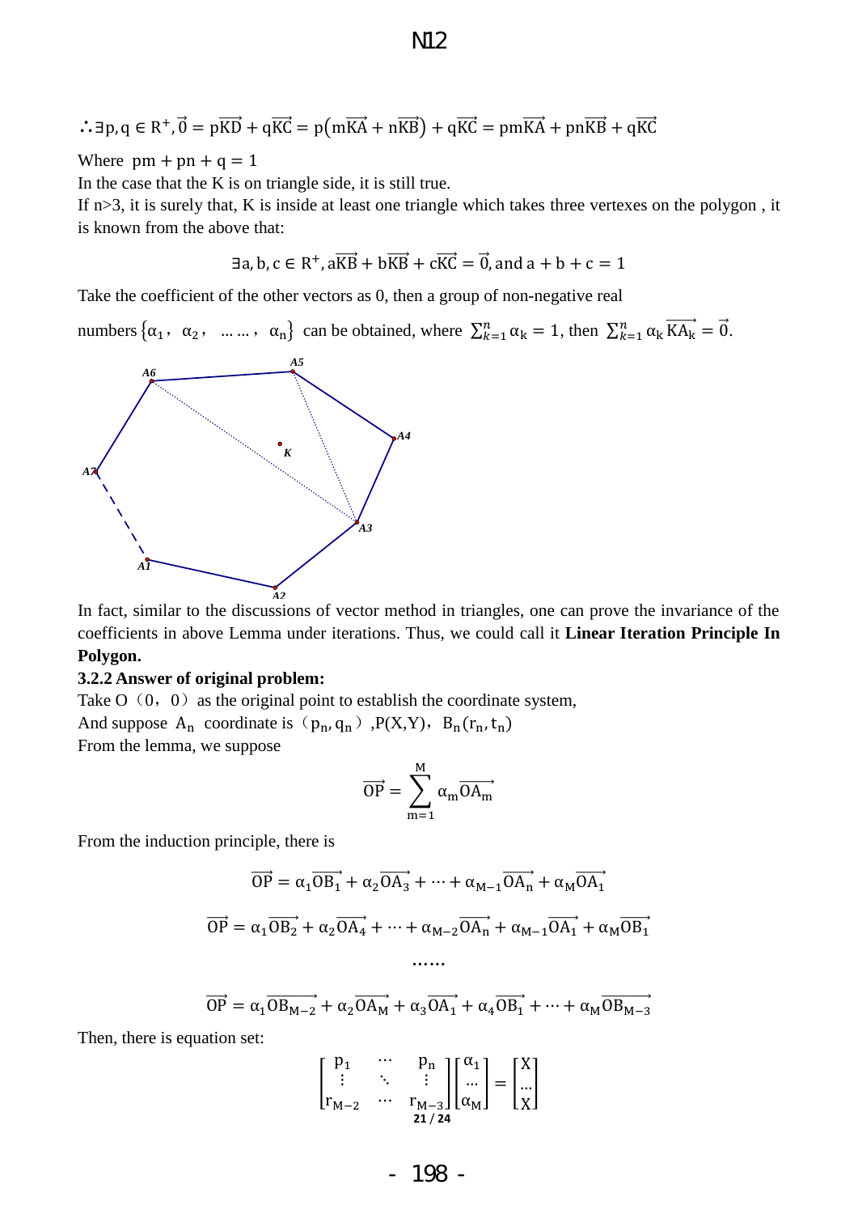$\therefore \exists p, q \in R^+, \vec{0} = p\overrightarrow{KD} + q\overrightarrow{KC} = p\left(m\overrightarrow{KA} + n\overrightarrow{KB}\right) + q\overrightarrow{KC} = pm\overrightarrow{KA} + pn\overrightarrow{KB} + q\overrightarrow{KC}$

Where $pm + pn + q = 1$

In the case that the K is on triangle side, it is still true.

If n>3, it is surely that, K is inside at least one triangle which takes three vertexes on the polygon , it is known from the above that:

$$\exists a, b, c \in R^+, a\overrightarrow{KB} + b\overrightarrow{KB} + c\overrightarrow{KC} = \vec{0}, \text{and } a + b + c = 1$$

Take the coefficient of the other vectors as 0, then a group of non-negative real numbers $\{\alpha_1, \alpha_2, \ldots\ldots, \alpha_n\}$ can be obtained, where $\sum_{k=1}^{n} \alpha_k = 1$, then $\sum_{k=1}^{n} \alpha_k \overrightarrow{KA_k} = \vec{0}$.

In fact, similar to the discussions of vector method in triangles, one can prove the invariance of the coefficients in above Lemma under iterations. Thus, we could call it **Linear Iteration Principle In Polygon.**

**3.2.2 Answer of original problem:**

Take O（0，0）as the original point to establish the coordinate system,

And suppose $A_n$ coordinate is（$p_n, q_n$）,P(X,Y)，$B_n(r_n, t_n)$

From the lemma, we suppose

$$\overrightarrow{OP} = \sum_{m=1}^{M} \alpha_m \overrightarrow{OA_m}$$

From the induction principle, there is

$$\overrightarrow{OP} = \alpha_1 \overrightarrow{OB_1} + \alpha_2 \overrightarrow{OA_3} + \cdots + \alpha_{M-1} \overrightarrow{OA_n} + \alpha_M \overrightarrow{OA_1}$$

$$\overrightarrow{OP} = \alpha_1 \overrightarrow{OB_2} + \alpha_2 \overrightarrow{OA_4} + \cdots + \alpha_{M-2} \overrightarrow{OA_n} + \alpha_{M-1} \overrightarrow{OA_1} + \alpha_M \overrightarrow{OB_1}$$

$$\ldots\ldots$$

$$\overrightarrow{OP} = \alpha_1 \overrightarrow{OB_{M-2}} + \alpha_2 \overrightarrow{OA_M} + \alpha_3 \overrightarrow{OA_1} + \alpha_4 \overrightarrow{OB_1} + \cdots + \alpha_M \overrightarrow{OB_{M-3}}$$

Then, there is equation set:

$$\begin{bmatrix} p_1 & \cdots & p_n \\ \vdots & \ddots & \vdots \\ r_{M-2} & \cdots & r_{M-3} \end{bmatrix} \begin{bmatrix} \alpha_1 \\ \ldots \\ \alpha_M \end{bmatrix} = \begin{bmatrix} X \\ \ldots \\ X \end{bmatrix}$$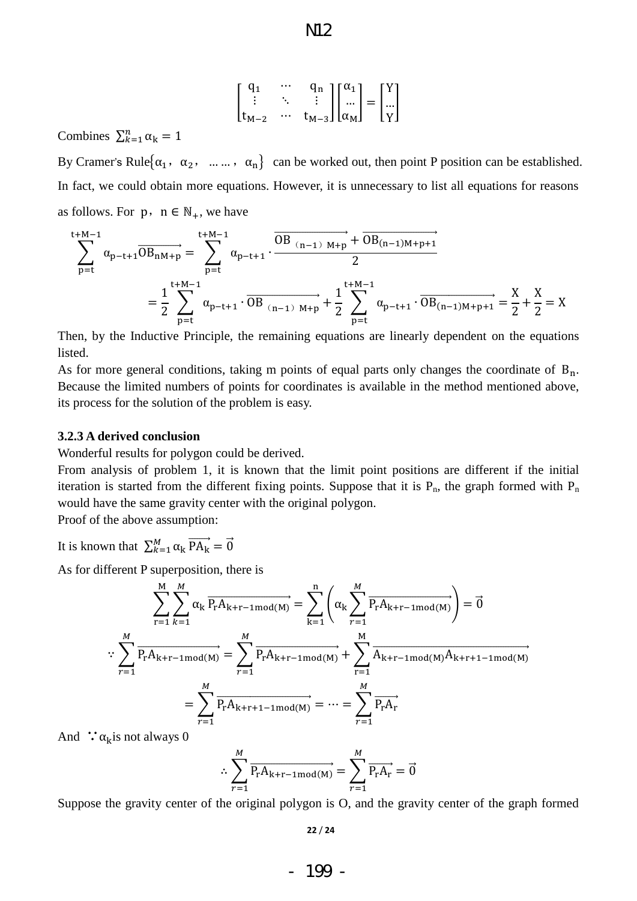$$\begin{bmatrix} q_1 & \cdots & q_n \\ \vdots & \ddots & \vdots \\ t_{M-2} & \cdots & t_{M-3} \end{bmatrix} \begin{bmatrix} \alpha_1 \\ \ldots \\ \alpha_M \end{bmatrix} = \begin{bmatrix} Y \\ \ldots \\ Y \end{bmatrix}$$

Combines $\sum_{k=1}^{n} \alpha_k = 1$

By Cramer's Rule $\{\alpha_1, \alpha_2, \ldots\ldots, \alpha_n\}$ can be worked out, then point P position can be established. In fact, we could obtain more equations. However, it is unnecessary to list all equations for reasons as follows. For $p, n \in \mathbb{N}_+$, we have

$$\sum_{p=t}^{t+M-1} \alpha_{p-t+1} \overrightarrow{OB_{nM+p}} = \sum_{p=t}^{t+M-1} \alpha_{p-t+1} \cdot \frac{\overrightarrow{OB_{(n-1)M+p}} + \overrightarrow{OB_{(n-1)M+p+1}}}{2}$$

$$= \frac{1}{2} \sum_{p=t}^{t+M-1} \alpha_{p-t+1} \cdot \overrightarrow{OB_{(n-1)M+p}} + \frac{1}{2} \sum_{p=t}^{t+M-1} \alpha_{p-t+1} \cdot \overrightarrow{OB_{(n-1)M+p+1}} = \frac{X}{2} + \frac{X}{2} = X$$

Then, by the Inductive Principle, the remaining equations are linearly dependent on the equations listed.

As for more general conditions, taking m points of equal parts only changes the coordinate of $B_n$. Because the limited numbers of points for coordinates is available in the method mentioned above, its process for the solution of the problem is easy.

### 3.2.3 A derived conclusion

Wonderful results for polygon could be derived.

From analysis of problem 1, it is known that the limit point positions are different if the initial iteration is started from the different fixing points. Suppose that it is $P_n$, the graph formed with $P_n$ would have the same gravity center with the original polygon.

Proof of the above assumption:

It is known that $\sum_{k=1}^{M} \alpha_k \overrightarrow{PA_k} = \vec{0}$

As for different P superposition, there is

$$\sum_{r=1}^{M} \sum_{k=1}^{M} \alpha_k \overrightarrow{P_r A_{k+r-1 \bmod (M)}} = \sum_{k=1}^{n} \left( \alpha_k \sum_{r=1}^{M} \overrightarrow{P_r A_{k+r-1 \bmod (M)}} \right) = \vec{0}$$

$$\because \sum_{r=1}^{M} \overrightarrow{P_r A_{k+r-1 \bmod (M)}} = \sum_{r=1}^{M} \overrightarrow{P_r A_{k+r-1 \bmod (M)}} + \sum_{r=1}^{M} \overrightarrow{A_{k+r-1 \bmod (M)} A_{k+r+1-1 \bmod (M)}}$$

$$= \sum_{r=1}^{M} \overrightarrow{P_r A_{k+r+1-1 \bmod (M)}} = \cdots = \sum_{r=1}^{M} \overrightarrow{P_r A_r}$$

And $\because \alpha_k$ is not always 0

$$\therefore \sum_{r=1}^{M} \overrightarrow{P_r A_{k+r-1 \bmod (M)}} = \sum_{r=1}^{M} \overrightarrow{P_r A_r} = \vec{0}$$

Suppose the gravity center of the original polygon is O, and the gravity center of the graph formed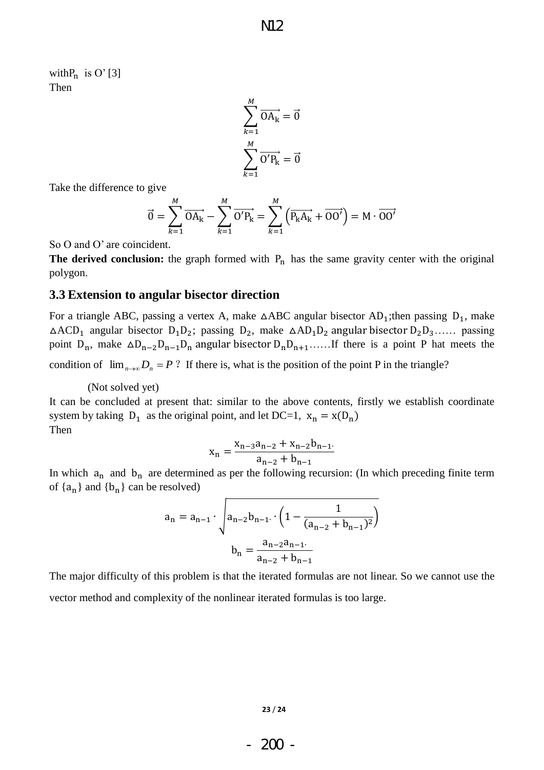with $P_n$ is O' [3]

Then

$$\sum_{k=1}^{M} \overrightarrow{OA_k} = \vec{0}$$

$$\sum_{k=1}^{M} \overrightarrow{O'P_k} = \vec{0}$$

Take the difference to give

$$\vec{0} = \sum_{k=1}^{M} \overrightarrow{OA_k} - \sum_{k=1}^{M} \overrightarrow{O'P_k} = \sum_{k=1}^{M} \left(\overrightarrow{P_kA_k} + \overrightarrow{OO'}\right) = M \cdot \overrightarrow{OO'}$$

So O and O' are coincident.

**The derived conclusion:** the graph formed with $P_n$ has the same gravity center with the original polygon.

## 3.3 Extension to angular bisector direction

For a triangle ABC, passing a vertex A, make $\triangle ABC$ angular bisector $AD_1$; then passing $D_1$, make $\triangle ACD_1$ angular bisector $D_1D_2$; passing $D_2$, make $\triangle AD_1D_2$ angular bisector $D_2D_3$…… passing point $D_n$, make $\triangle D_{n-2}D_{n-1}D_n$ angular bisector $D_nD_{n+1}$……If there is a point P hat meets the condition of $\lim_{n\to\infty} D_n = P$ ? If there is, what is the position of the point P in the triangle?

(Not solved yet)

It can be concluded at present that: similar to the above contents, firstly we establish coordinate system by taking $D_1$ as the original point, and let DC=1, $x_n = x(D_n)$

Then

$$x_n = \frac{x_{n-3}a_{n-2} + x_{n-2}b_{n-1}}{a_{n-2} + b_{n-1}}$$

In which $a_n$ and $b_n$ are determined as per the following recursion: (In which preceding finite term of $\{a_n\}$ and $\{b_n\}$ can be resolved)

$$a_n = a_{n-1} \cdot \sqrt{a_{n-2}b_{n-1} \cdot \left(1 - \frac{1}{(a_{n-2} + b_{n-1})^2}\right)}$$

$$b_n = \frac{a_{n-2}a_{n-1}}{a_{n-2} + b_{n-1}}$$

The major difficulty of this problem is that the iterated formulas are not linear. So we cannot use the vector method and complexity of the nonlinear iterated formulas is too large.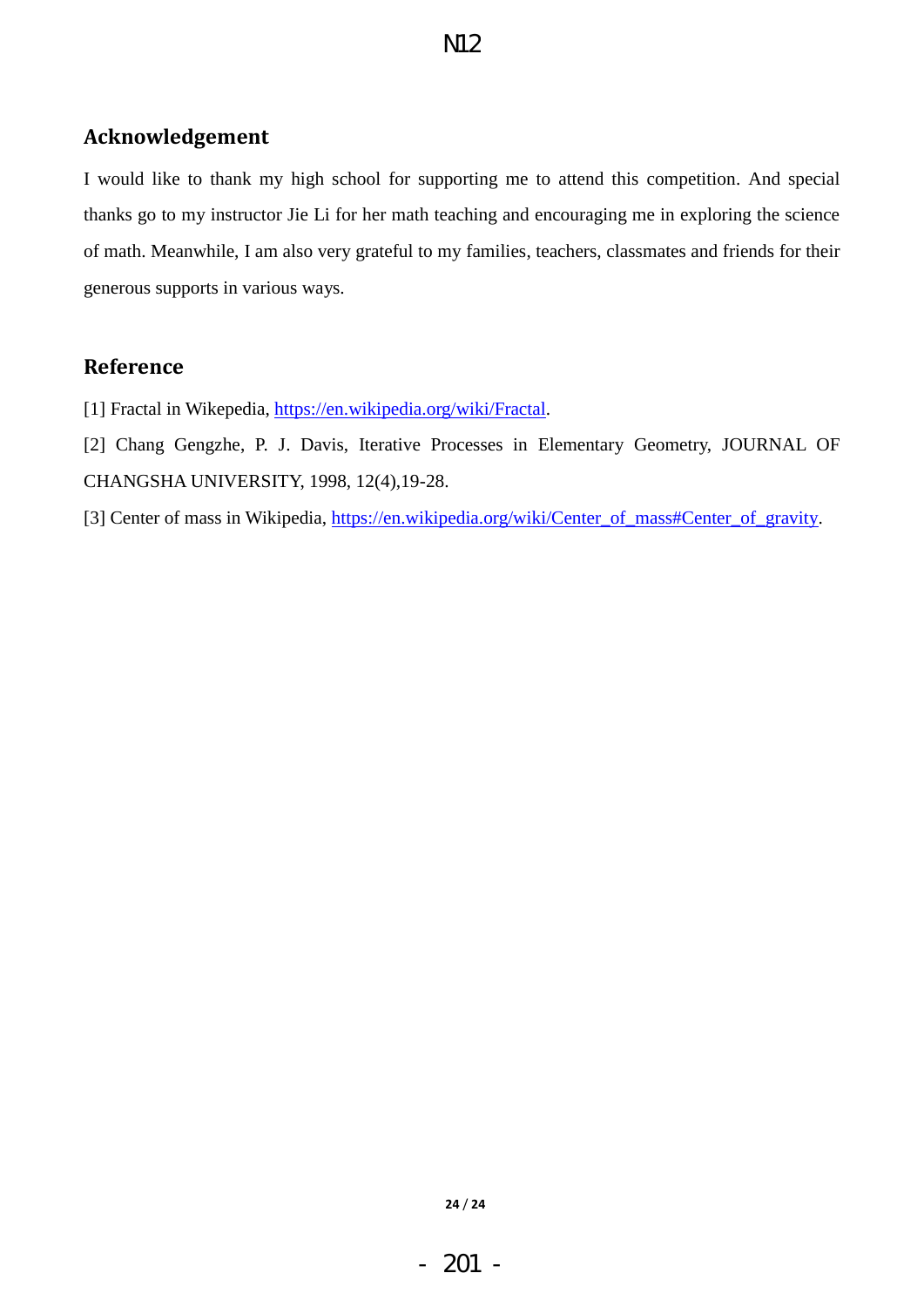## Acknowledgement

I would like to thank my high school for supporting me to attend this competition. And special thanks go to my instructor Jie Li for her math teaching and encouraging me in exploring the science of math. Meanwhile, I am also very grateful to my families, teachers, classmates and friends for their generous supports in various ways.

## Reference

[1] Fractal in Wikepedia, https://en.wikipedia.org/wiki/Fractal.

[2] Chang Gengzhe, P. J. Davis, Iterative Processes in Elementary Geometry, JOURNAL OF CHANGSHA UNIVERSITY, 1998, 12(4),19-28.

[3] Center of mass in Wikipedia, https://en.wikipedia.org/wiki/Center_of_mass#Center_of_gravity.